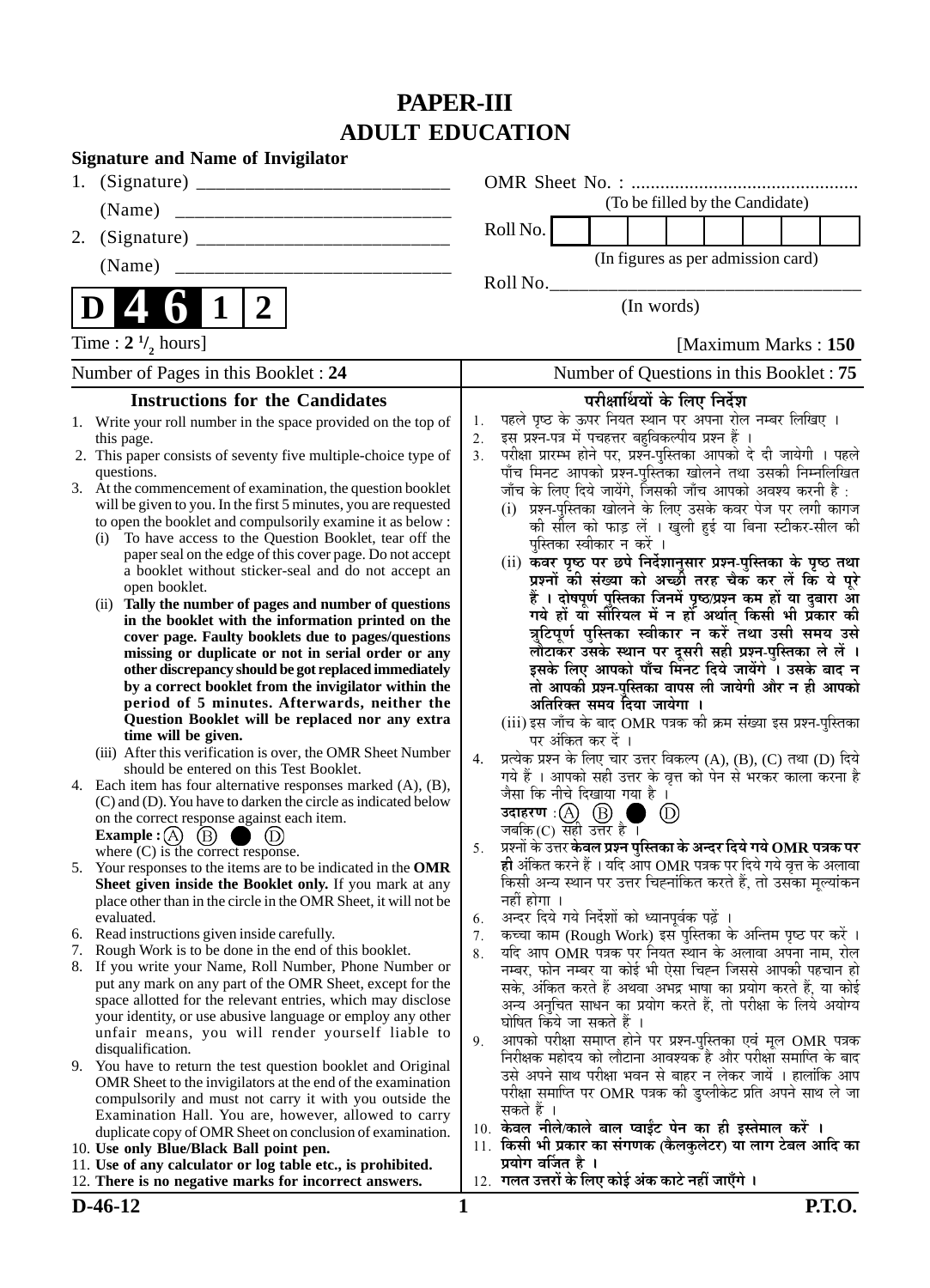# PAPER-III
# ADULT EDUCATION

**Signature and Name of Invigilator**

1. (Signature) ___________________________

   (Name) ___________________________

2. (Signature) ___________________________

   (Name) ___________________________

OMR Sheet No. : ...............................................

(To be filled by the Candidate)

Roll No. | | | | | | | | |

(In figures as per admission card)

Roll No.___________________________

(In words)

**D 4 6 1 2**

Time : $2\ ^1/_2$ hours] [Maximum Marks : **150**

Number of Pages in this Booklet : 24

Number of Questions in this Booklet : 75

## Instructions for the Candidates

1. Write your roll number in the space provided on the top of this page.
2. This paper consists of seventy five multiple-choice type of questions.
3. At the commencement of examination, the question booklet will be given to you. In the first 5 minutes, you are requested to open the booklet and compulsorily examine it as below :
   (i) To have access to the Question Booklet, tear off the paper seal on the edge of this cover page. Do not accept a booklet without sticker-seal and do not accept an open booklet.
   (ii) **Tally the number of pages and number of questions in the booklet with the information printed on the cover page. Faulty booklets due to pages/questions missing or duplicate or not in serial order or any other discrepancy should be got replaced immediately by a correct booklet from the invigilator within the period of 5 minutes. Afterwards, neither the Question Booklet will be replaced nor any extra time will be given.**
   (iii) After this verification is over, the OMR Sheet Number should be entered on this Test Booklet.
4. Each item has four alternative responses marked (A), (B), (C) and (D). You have to darken the circle as indicated below on the correct response against each item.
   **Example :** (A) (B) ● (D)
   where (C) is the correct response.
5. Your responses to the items are to be indicated in the **OMR Sheet given inside the Booklet only.** If you mark at any place other than in the circle in the OMR Sheet, it will not be evaluated.
6. Read instructions given inside carefully.
7. Rough Work is to be done in the end of this booklet.
8. If you write your Name, Roll Number, Phone Number or put any mark on any part of the OMR Sheet, except for the space allotted for the relevant entries, which may disclose your identity, or use abusive language or employ any other unfair means, you will render yourself liable to disqualification.
9. You have to return the test question booklet and Original OMR Sheet to the invigilators at the end of the examination compulsorily and must not carry it with you outside the Examination Hall. You are, however, allowed to carry duplicate copy of OMR Sheet on conclusion of examination.
10. **Use only Blue/Black Ball point pen.**
11. **Use of any calculator or log table etc., is prohibited.**
12. **There is no negative marks for incorrect answers.**

## परीक्षार्थियों के लिए निर्देश

1. पहले पृष्ठ के ऊपर नियत स्थान पर अपना रोल नम्बर लिखिए ।
2. इस प्रश्न-पत्र में पचहत्तर बहुविकल्पीय प्रश्न हैं ।
3. परीक्षा प्रारम्भ होने पर, प्रश्न-पुस्तिका आपको दे दी जायेगी । पहले पाँच मिनट आपको प्रश्न-पुस्तिका खोलने तथा उसकी निम्नलिखित जाँच के लिए दिये जायेंगे, जिसकी जाँच आपको अवश्य करनी है :
   (i) प्रश्न-पुस्तिका खोलने के लिए उसके कवर पेज पर लगी कागज की सील को फाड़ लें । खुली हुई या बिना स्टीकर-सील की पुस्तिका स्वीकार न करें ।
   (ii) **कवर पृष्ठ पर छपे निर्देशानुसार प्रश्न-पुस्तिका के पृष्ठ तथा प्रश्नों की संख्या को अच्छी तरह चैक कर लें कि ये पूरे हैं । दोषपूर्ण पुस्तिका जिनमें पृष्ठ/प्रश्न कम हों या दुबारा आ गये हों या सीरियल में न हों अर्थात् किसी भी प्रकार की त्रुटिपूर्ण पुस्तिका स्वीकार न करें तथा उसी समय उसे लौटाकर उसके स्थान पर दूसरी सही प्रश्न-पुस्तिका ले लें । इसके लिए आपको पाँच मिनट दिये जायेंगे । उसके बाद न तो आपकी प्रश्न-पुस्तिका वापस ली जायेगी और न ही आपको अतिरिक्त समय दिया जायेगा ।**
   (iii) इस जाँच के बाद OMR पत्रक की क्रम संख्या इस प्रश्न-पुस्तिका पर अंकित कर दें ।
4. प्रत्येक प्रश्न के लिए चार उत्तर विकल्प (A), (B), (C) तथा (D) दिये गये हैं । आपको सही उत्तर के वृत्त को पेन से भरकर काला करना है जैसा कि नीचे दिखाया गया है ।
   **उदाहरण :** (A) (B) ● (D)
   जबकि (C) सही उत्तर है ।
5. प्रश्नों के उत्तर **केवल प्रश्न पुस्तिका के अन्दर दिये गये OMR पत्रक पर ही** अंकित करने हैं । यदि आप OMR पत्रक पर दिये गये वृत्त के अलावा किसी अन्य स्थान पर उत्तर चिह्नांकित करते हैं, तो उसका मूल्यांकन नहीं होगा ।
6. अन्दर दिये गये निर्देशों को ध्यानपूर्वक पढ़ें ।
7. कच्चा काम (Rough Work) इस पुस्तिका के अन्तिम पृष्ठ पर करें ।
8. यदि आप OMR पत्रक पर नियत स्थान के अलावा अपना नाम, रोल नम्बर, फोन नम्बर या कोई भी ऐसा चिह्न जिससे आपकी पहचान हो सके, अंकित करते हैं अथवा अभद्र भाषा का प्रयोग करते हैं, या कोई अन्य अनुचित साधन का प्रयोग करते हैं, तो परीक्षा के लिये अयोग्य घोषित किये जा सकते हैं ।
9. आपको परीक्षा समाप्त होने पर प्रश्न-पुस्तिका एवं मूल OMR पत्रक निरीक्षक महोदय को लौटाना आवश्यक है और परीक्षा समाप्ति के बाद उसे अपने साथ परीक्षा भवन से बाहर न लेकर जायें । हालांकि आप परीक्षा समाप्ति पर OMR पत्रक की डुप्लीकेट प्रति अपने साथ ले जा सकते हैं ।
10. **केवल नीले/काले बाल प्वाईंट पेन का ही इस्तेमाल करें ।**
11. **किसी भी प्रकार का संगणक (कैलकुलेटर) या लाग टेबल आदि का प्रयोग वर्जित है ।**
12. **गलत उत्तरों के लिए कोई अंक काटे नहीं जाएँगे ।**

**D-46-12** **P.T.O.**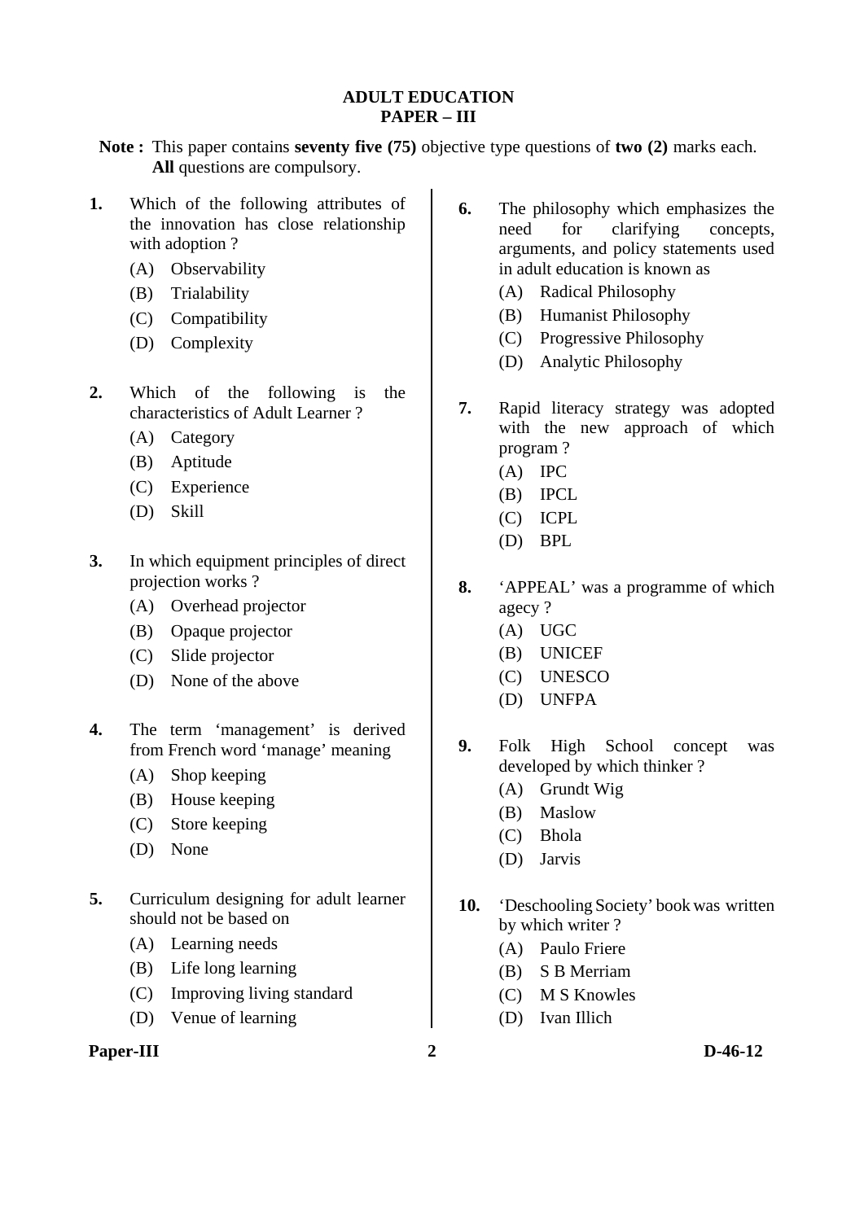# ADULT EDUCATION
## PAPER – III

**Note :** This paper contains **seventy five (75)** objective type questions of **two (2)** marks each. **All** questions are compulsory.

**1.** Which of the following attributes of the innovation has close relationship with adoption ?

(A) Observability
(B) Trialability
(C) Compatibility
(D) Complexity

**2.** Which of the following is the characteristics of Adult Learner ?

(A) Category
(B) Aptitude
(C) Experience
(D) Skill

**3.** In which equipment principles of direct projection works ?

(A) Overhead projector
(B) Opaque projector
(C) Slide projector
(D) None of the above

**4.** The term 'management' is derived from French word 'manage' meaning

(A) Shop keeping
(B) House keeping
(C) Store keeping
(D) None

**5.** Curriculum designing for adult learner should not be based on

(A) Learning needs
(B) Life long learning
(C) Improving living standard
(D) Venue of learning

**6.** The philosophy which emphasizes the need for clarifying concepts, arguments, and policy statements used in adult education is known as

(A) Radical Philosophy
(B) Humanist Philosophy
(C) Progressive Philosophy
(D) Analytic Philosophy

**7.** Rapid literacy strategy was adopted with the new approach of which program ?

(A) IPC
(B) IPCL
(C) ICPL
(D) BPL

**8.** 'APPEAL' was a programme of which agecy ?

(A) UGC
(B) UNICEF
(C) UNESCO
(D) UNFPA

**9.** Folk High School concept was developed by which thinker ?

(A) Grundt Wig
(B) Maslow
(C) Bhola
(D) Jarvis

**10.** 'Deschooling Society' book was written by which writer ?

(A) Paulo Friere
(B) S B Merriam
(C) M S Knowles
(D) Ivan Illich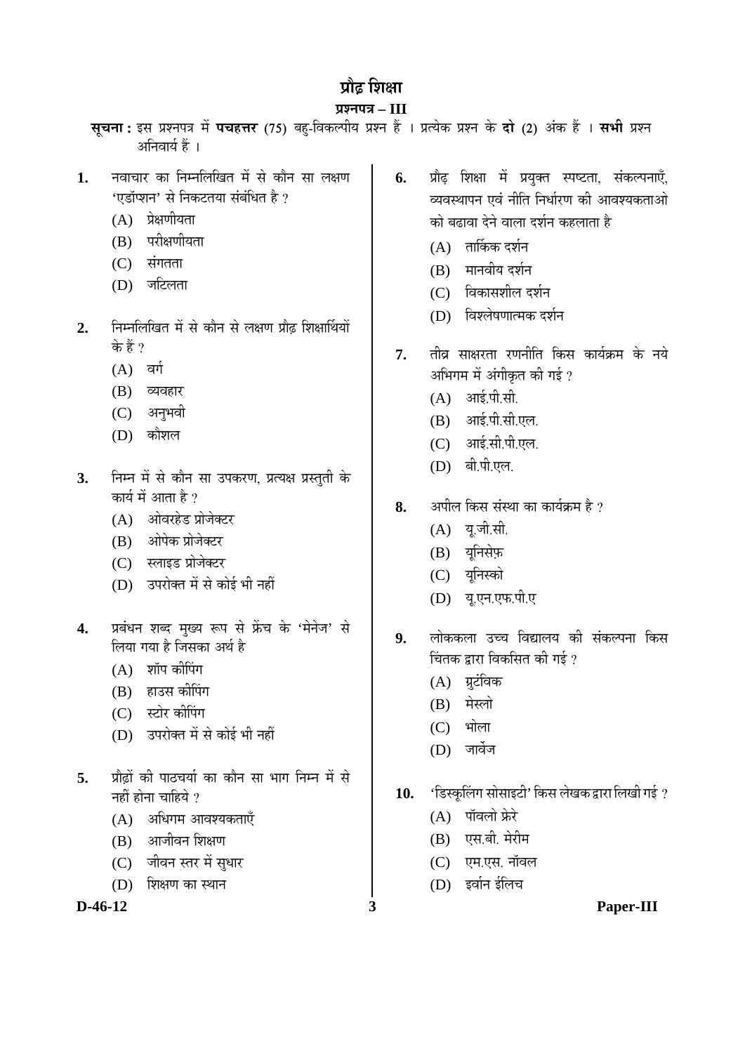# प्रौढ़ शिक्षा

## प्रश्नपत्र – III

**सूचना :** इस प्रश्नपत्र में **पचहत्तर** (75) बहु-विकल्पीय प्रश्न हैं । प्रत्येक प्रश्न के **दो** (2) अंक हैं । **सभी** प्रश्न अनिवार्य हैं ।

**1.** नवाचार का निम्नलिखित में से कौन सा लक्षण 'एडॉप्शन' से निकटतया संबंधित है ?
- (A) प्रेक्षणीयता
- (B) परीक्षणीयता
- (C) संगतता
- (D) जटिलता

**2.** निम्नलिखित में से कौन से लक्षण प्रौढ़ शिक्षार्थियों के हैं ?
- (A) वर्ग
- (B) व्यवहार
- (C) अनुभवी
- (D) कौशल

**3.** निम्न में से कौन सा उपकरण, प्रत्यक्ष प्रस्तुती के कार्य में आता है ?
- (A) ओवरहेड प्रोजेक्टर
- (B) ओपेक प्रोजेक्टर
- (C) स्लाइड प्रोजेक्टर
- (D) उपरोक्त में से कोई भी नहीं

**4.** प्रबंधन शब्द मुख्य रूप से फ्रेंच के 'मेनेज' से लिया गया है जिसका अर्थ है
- (A) शॉप कीपिंग
- (B) हाउस कीपिंग
- (C) स्टोर कीपिंग
- (D) उपरोक्त में से कोई भी नहीं

**5.** प्रौढ़ों की पाठचर्या का कौन सा भाग निम्न में से नहीं होना चाहिये ?
- (A) अधिगम आवश्यकताएँ
- (B) आजीवन शिक्षण
- (C) जीवन स्तर में सुधार
- (D) शिक्षण का स्थान

**6.** प्रौढ़ शिक्षा में प्रयुक्त स्पष्टता, संकल्पनाएँ, व्यवस्थापन एवं नीति निर्धारण की आवश्यकताओ को बढावा देने वाला दर्शन कहलाता है
- (A) तार्किक दर्शन
- (B) मानवीय दर्शन
- (C) विकासशील दर्शन
- (D) विश्लेषणात्मक दर्शन

**7.** तीव्र साक्षरता रणनीति किस कार्यक्रम के नये अभिगम में अंगीकृत की गई ?
- (A) आई.पी.सी.
- (B) आई.पी.सी.एल.
- (C) आई.सी.पी.एल.
- (D) बी.पी.एल.

**8.** अपील किस संस्था का कार्यक्रम है ?
- (A) यू.जी.सी.
- (B) यूनिसेफ़
- (C) यूनिस्को
- (D) यू.एन.एफ.पी.ए

**9.** लोककला उच्च विद्यालय की संकल्पना किस चिंतक द्वारा विकसित की गई ?
- (A) ग्रुटंविक
- (B) मेस्लो
- (C) भोला
- (D) जार्वेज

**10.** 'डिस्कूलिंग सोसाइटी' किस लेखक द्वारा लिखी गई ?
- (A) पॉवलो फ्रेरे
- (B) एस.बी. मेरीम
- (C) एम.एस. नॉवल
- (D) इर्वान ईलिच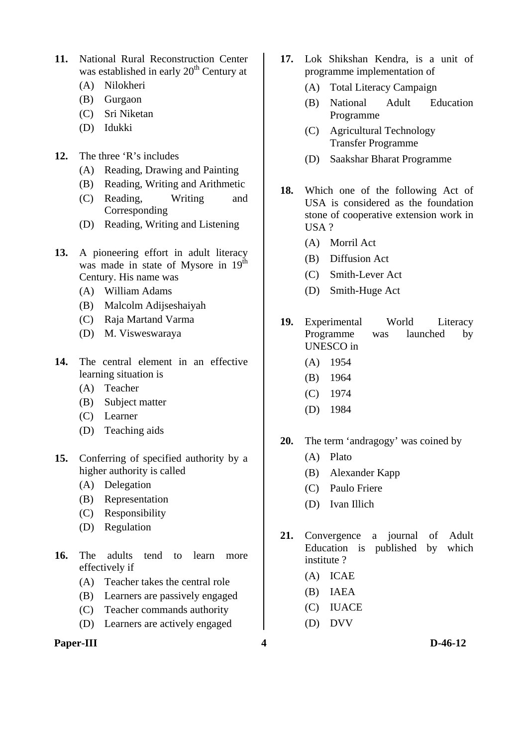11. National Rural Reconstruction Center was established in early 20th Century at
    (A) Nilokheri
    (B) Gurgaon
    (C) Sri Niketan
    (D) Idukki

12. The three 'R's includes
    (A) Reading, Drawing and Painting
    (B) Reading, Writing and Arithmetic
    (C) Reading, Writing and Corresponding
    (D) Reading, Writing and Listening

13. A pioneering effort in adult literacy was made in state of Mysore in 19th Century. His name was
    (A) William Adams
    (B) Malcolm Adijseshaiyah
    (C) Raja Martand Varma
    (D) M. Visweswaraya

14. The central element in an effective learning situation is
    (A) Teacher
    (B) Subject matter
    (C) Learner
    (D) Teaching aids

15. Conferring of specified authority by a higher authority is called
    (A) Delegation
    (B) Representation
    (C) Responsibility
    (D) Regulation

16. The adults tend to learn more effectively if
    (A) Teacher takes the central role
    (B) Learners are passively engaged
    (C) Teacher commands authority
    (D) Learners are actively engaged

17. Lok Shikshan Kendra, is a unit of programme implementation of
    (A) Total Literacy Campaign
    (B) National Adult Education Programme
    (C) Agricultural Technology Transfer Programme
    (D) Saakshar Bharat Programme

18. Which one of the following Act of USA is considered as the foundation stone of cooperative extension work in USA ?
    (A) Morril Act
    (B) Diffusion Act
    (C) Smith-Lever Act
    (D) Smith-Huge Act

19. Experimental World Literacy Programme was launched by UNESCO in
    (A) 1954
    (B) 1964
    (C) 1974
    (D) 1984

20. The term 'andragogy' was coined by
    (A) Plato
    (B) Alexander Kapp
    (C) Paulo Friere
    (D) Ivan Illich

21. Convergence a journal of Adult Education is published by which institute ?
    (A) ICAE
    (B) IAEA
    (C) IUACE
    (D) DVV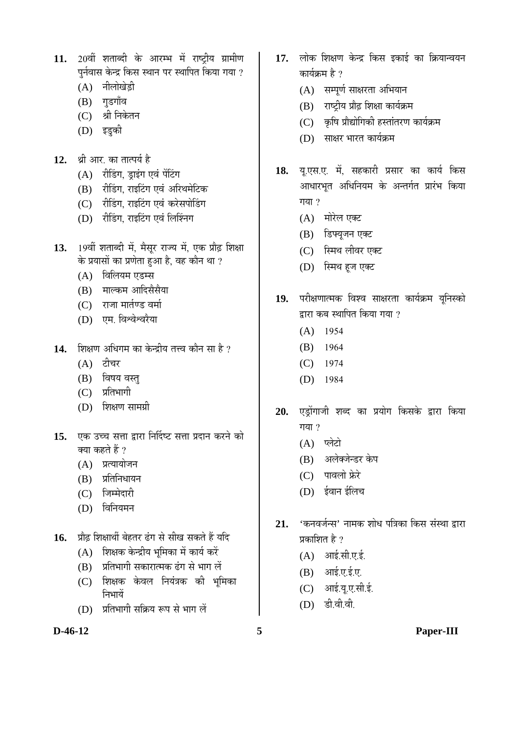**11.** 20वीं शताब्दी के आरम्भ में राष्ट्रीय ग्रामीण पुर्नवास केन्द्र किस स्थान पर स्थापित किया गया ?

(A) नीलोखेड़ी

(B) गुडगाँव

(C) श्री निकेतन

(D) इडुकी

**12.** थ्री आर. का तात्पर्य है

(A) रीडिंग, ड्राइंग एवं पेंटिंग

(B) रीडिंग, राइटिंग एवं अरिथमेटिक

(C) रीडिंग, राइटिंग एवं करेसपोंडिंग

(D) रीडिंग, राइटिंग एवं लिश्निंग

**13.** 19वीं शताब्दी में, मैसूर राज्य में, एक प्रौढ़ शिक्षा के प्रयासों का प्रणेता हुआ है, वह कौन था ?

(A) विलियम एडम्स

(B) माल्कम आदिसैसैया

(C) राजा मार्तण्ड वर्मा

(D) एम. विश्वेश्वरैया

**14.** शिक्षण अधिगम का केन्द्रीय तत्त्व कौन सा है ?

(A) टीचर

(B) विषय वस्तु

(C) प्रतिभागी

(D) शिक्षण सामग्री

**15.** एक उच्च सत्ता द्वारा निर्दिष्ट सत्ता प्रदान करने को क्या कहते हैं ?

(A) प्रत्यायोजन

(B) प्रतिनिधायन

(C) जिम्मेदारी

(D) विनियमन

**16.** प्रौढ़ शिक्षार्थी बेहतर ढंग से सीख सकते हैं यदि

(A) शिक्षक केन्द्रीय भूमिका में कार्य करें

(B) प्रतिभागी सकारात्मक ढंग से भाग लें

(C) शिक्षक केवल नियंत्रक की भूमिका निभायें

(D) प्रतिभागी सक्रिय रूप से भाग लें

**17.** लोक शिक्षण केन्द्र किस इकाई का क्रियान्वयन कार्यक्रम है ?

(A) सम्पूर्ण साक्षरता अभियान

(B) राष्ट्रीय प्रौढ़ शिक्षा कार्यक्रम

(C) कृषि प्रौद्योगिकी हस्तांतरण कार्यक्रम

(D) साक्षर भारत कार्यक्रम

**18.** यू.एस.ए. में, सहकारी प्रसार का कार्य किस आधारभूत अधिनियम के अन्तर्गत प्रारंभ किया गया ?

(A) मोरेल एक्ट

(B) डिफ्यूजन एक्ट

(C) स्मिथ लीवर एक्ट

(D) स्मिथ हूज एक्ट

**19.** परीक्षणात्मक विश्व साक्षरता कार्यक्रम यूनिस्को द्वारा कब स्थापित किया गया ?

(A) 1954

(B) 1964

(C) 1974

(D) 1984

**20.** एड्रोंगाजी शब्द का प्रयोग किसके द्वारा किया गया ?

(A) प्लेटो

(B) अलेक्जेन्डर केप

(C) पावलो फ्रेरे

(D) ईवान ईलिच

**21.** 'कनवर्जन्स' नामक शोध पत्रिका किस संस्था द्वारा प्रकाशित है ?

(A) आई.सी.ए.ई.

(B) आई.ए.ई.ए.

(C) आई.यू.ए.सी.ई.

(D) डी.वी.वी.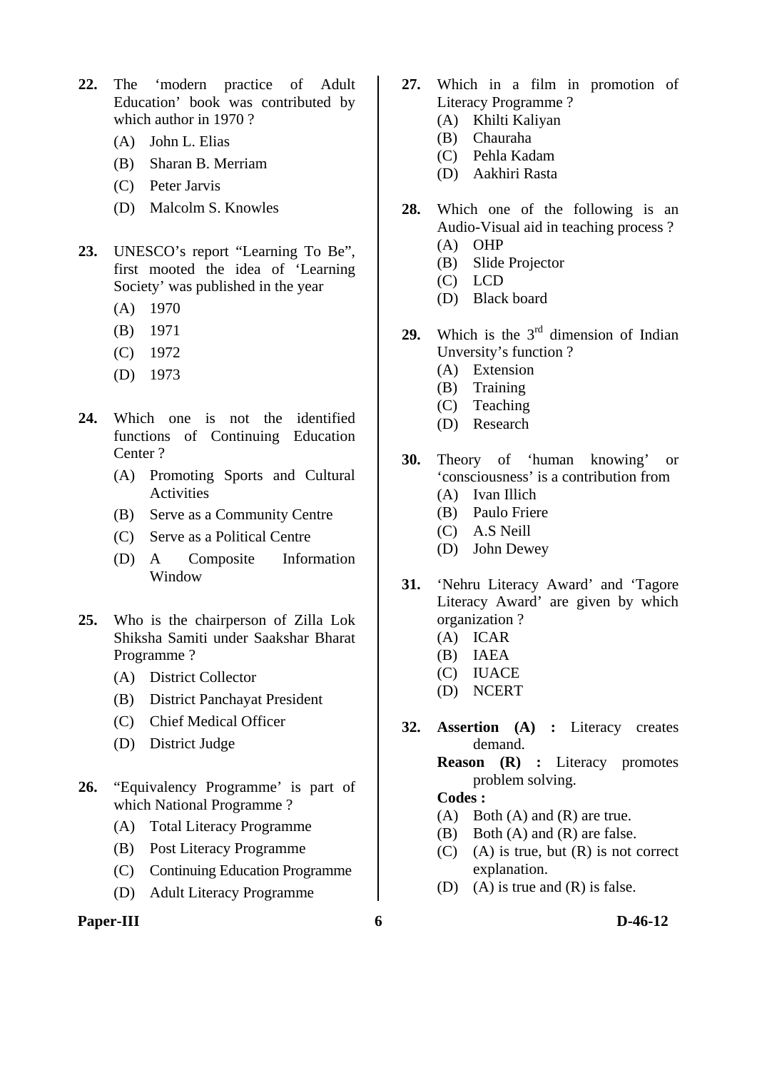22. The 'modern practice of Adult Education' book was contributed by which author in 1970 ?

    (A) John L. Elias
    (B) Sharan B. Merriam
    (C) Peter Jarvis
    (D) Malcolm S. Knowles

23. UNESCO's report "Learning To Be", first mooted the idea of 'Learning Society' was published in the year

    (A) 1970
    (B) 1971
    (C) 1972
    (D) 1973

24. Which one is not the identified functions of Continuing Education Center ?

    (A) Promoting Sports and Cultural Activities
    (B) Serve as a Community Centre
    (C) Serve as a Political Centre
    (D) A Composite Information Window

25. Who is the chairperson of Zilla Lok Shiksha Samiti under Saakshar Bharat Programme ?

    (A) District Collector
    (B) District Panchayat President
    (C) Chief Medical Officer
    (D) District Judge

26. "Equivalency Programme' is part of which National Programme ?

    (A) Total Literacy Programme
    (B) Post Literacy Programme
    (C) Continuing Education Programme
    (D) Adult Literacy Programme

27. Which in a film in promotion of Literacy Programme ?

    (A) Khilti Kaliyan
    (B) Chauraha
    (C) Pehla Kadam
    (D) Aakhiri Rasta

28. Which one of the following is an Audio-Visual aid in teaching process ?

    (A) OHP
    (B) Slide Projector
    (C) LCD
    (D) Black board

29. Which is the 3rd dimension of Indian Unversity's function ?

    (A) Extension
    (B) Training
    (C) Teaching
    (D) Research

30. Theory of 'human knowing' or 'consciousness' is a contribution from

    (A) Ivan Illich
    (B) Paulo Friere
    (C) A.S Neill
    (D) John Dewey

31. 'Nehru Literacy Award' and 'Tagore Literacy Award' are given by which organization ?

    (A) ICAR
    (B) IAEA
    (C) IUACE
    (D) NCERT

32. **Assertion (A) :** Literacy creates demand.

    **Reason (R) :** Literacy promotes problem solving.

    **Codes :**

    (A) Both (A) and (R) are true.
    (B) Both (A) and (R) are false.
    (C) (A) is true, but (R) is not correct explanation.
    (D) (A) is true and (R) is false.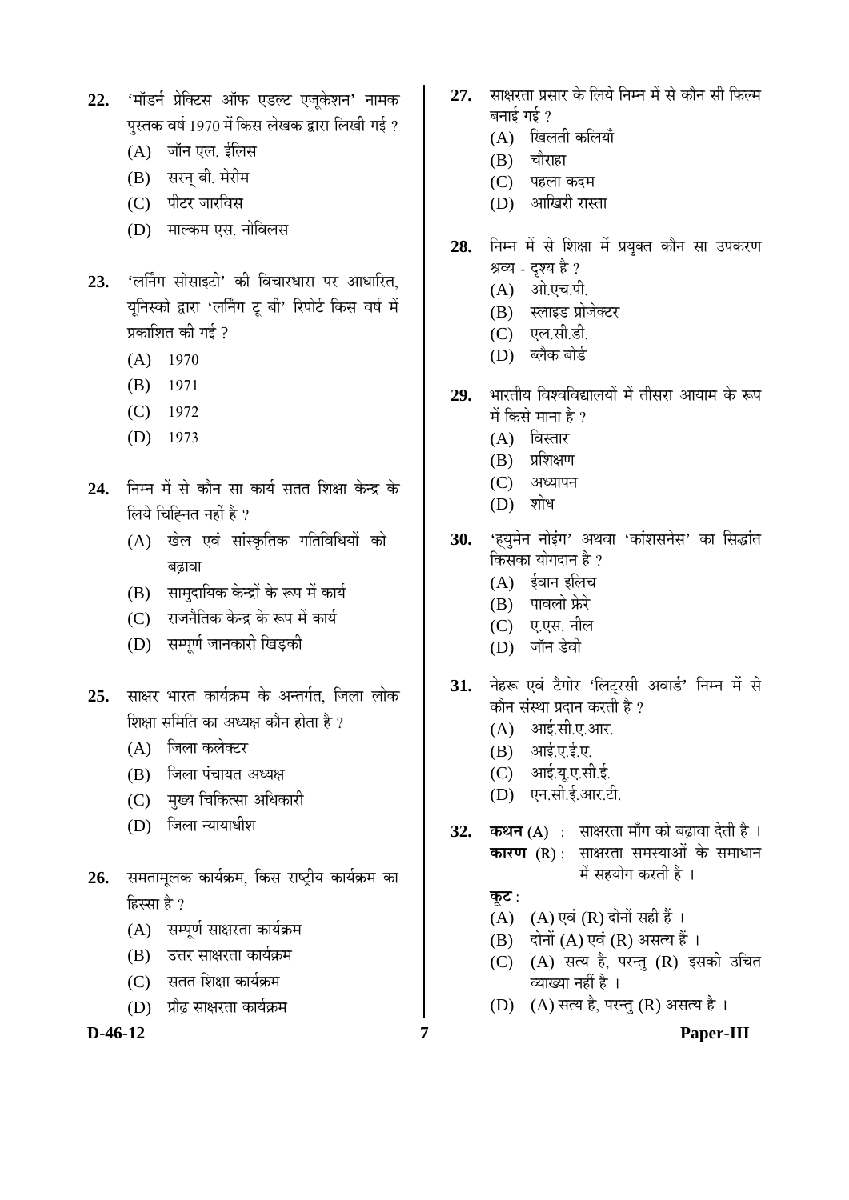22. 'मॉडर्न प्रेक्टिस ऑफ एडल्ट एजूकेशन' नामक पुस्तक वर्ष 1970 में किस लेखक द्वारा लिखी गई ?
    - (A) जॉन एल. ईलिस
    - (B) सरन् बी. मेरीम
    - (C) पीटर जारविस
    - (D) माल्कम एस. नोविलस

23. 'लर्निंग सोसाइटी' की विचारधारा पर आधारित, यूनिस्को द्वारा 'लर्निंग टू बी' रिपोर्ट किस वर्ष में प्रकाशित की गई ?
    - (A) 1970
    - (B) 1971
    - (C) 1972
    - (D) 1973

24. निम्न में से कौन सा कार्य सतत शिक्षा केन्द्र के लिये चिह्नित नहीं है ?
    - (A) खेल एवं सांस्कृतिक गतिविधियों को बढ़ावा
    - (B) सामुदायिक केन्द्रों के रूप में कार्य
    - (C) राजनैतिक केन्द्र के रूप में कार्य
    - (D) सम्पूर्ण जानकारी खिड़की

25. साक्षर भारत कार्यक्रम के अन्तर्गत, जिला लोक शिक्षा समिति का अध्यक्ष कौन होता है ?
    - (A) जिला कलेक्टर
    - (B) जिला पंचायत अध्यक्ष
    - (C) मुख्य चिकित्सा अधिकारी
    - (D) जिला न्यायाधीश

26. समतामूलक कार्यक्रम, किस राष्ट्रीय कार्यक्रम का हिस्सा है ?
    - (A) सम्पूर्ण साक्षरता कार्यक्रम
    - (B) उत्तर साक्षरता कार्यक्रम
    - (C) सतत शिक्षा कार्यक्रम
    - (D) प्रौढ़ साक्षरता कार्यक्रम

27. साक्षरता प्रसार के लिये निम्न में से कौन सी फिल्म बनाई गई ?
    - (A) खिलती कलियाँ
    - (B) चौराहा
    - (C) पहला कदम
    - (D) आखिरी रास्ता

28. निम्न में से शिक्षा में प्रयुक्त कौन सा उपकरण श्रव्य - दृश्य है ?
    - (A) ओ.एच.पी.
    - (B) स्लाइड प्रोजेक्टर
    - (C) एल.सी.डी.
    - (D) ब्लैक बोर्ड

29. भारतीय विश्वविद्यालयों में तीसरा आयाम के रूप में किसे माना है ?
    - (A) विस्तार
    - (B) प्रशिक्षण
    - (C) अध्यापन
    - (D) शोध

30. 'ह्युमेन नोइंग' अथवा 'कांशसनेस' का सिद्धांत किसका योगदान है ?
    - (A) ईवान इलिच
    - (B) पावलो फ्रेरे
    - (C) ए.एस. नील
    - (D) जॉन डेवी

31. नेहरू एवं टैगोर 'लिट्रसी अवार्ड' निम्न में से कौन संस्था प्रदान करती है ?
    - (A) आई.सी.ए.आर.
    - (B) आई.ए.ई.ए.
    - (C) आई.यू.ए.सी.ई.
    - (D) एन.सी.ई.आर.टी.

32. **कथन** (A) : साक्षरता माँग को बढ़ावा देती है ।
    **कारण** (R) : साक्षरता समस्याओं के समाधान में सहयोग करती है ।

    **कूट** :
    - (A) (A) एवं (R) दोनों सही हैं ।
    - (B) दोनों (A) एवं (R) असत्य हैं ।
    - (C) (A) सत्य है, परन्तु (R) इसकी उचित व्याख्या नहीं है ।
    - (D) (A) सत्य है, परन्तु (R) असत्य है ।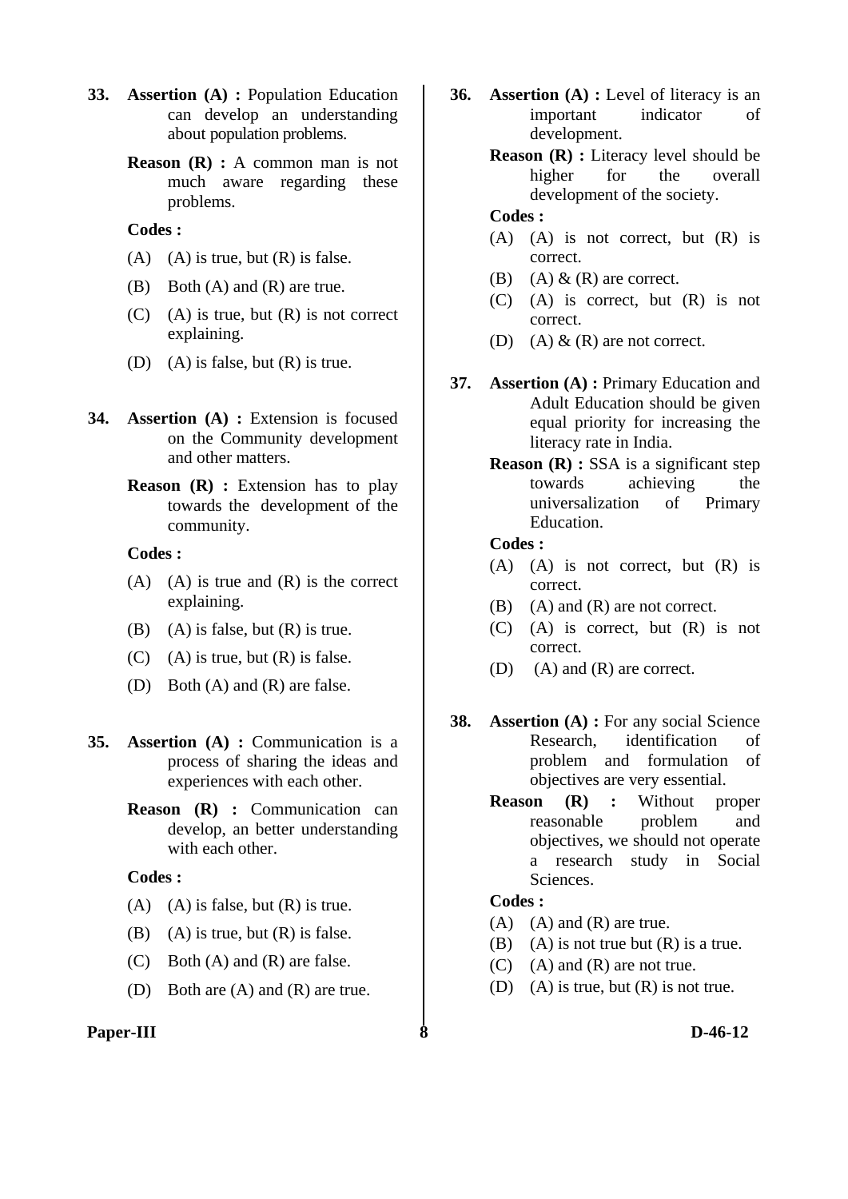**33.** **Assertion (A) :** Population Education can develop an understanding about population problems.

**Reason (R) :** A common man is not much aware regarding these problems.

**Codes :**

(A) (A) is true, but (R) is false.

(B) Both (A) and (R) are true.

(C) (A) is true, but (R) is not correct explaining.

(D) (A) is false, but (R) is true.

**34.** **Assertion (A) :** Extension is focused on the Community development and other matters.

**Reason (R) :** Extension has to play towards the development of the community.

**Codes :**

(A) (A) is true and (R) is the correct explaining.

(B) (A) is false, but (R) is true.

(C) (A) is true, but (R) is false.

(D) Both (A) and (R) are false.

**35.** **Assertion (A) :** Communication is a process of sharing the ideas and experiences with each other.

**Reason (R) :** Communication can develop, an better understanding with each other.

**Codes :**

(A) (A) is false, but (R) is true.

(B) (A) is true, but (R) is false.

(C) Both (A) and (R) are false.

(D) Both are (A) and (R) are true.

**36.** **Assertion (A) :** Level of literacy is an important indicator of development.

**Reason (R) :** Literacy level should be higher for the overall development of the society.

**Codes :**

(A) (A) is not correct, but (R) is correct.

(B) (A) & (R) are correct.

(C) (A) is correct, but (R) is not correct.

(D) (A) & (R) are not correct.

**37.** **Assertion (A) :** Primary Education and Adult Education should be given equal priority for increasing the literacy rate in India.

**Reason (R) :** SSA is a significant step towards achieving the universalization of Primary Education.

**Codes :**

(A) (A) is not correct, but (R) is correct.

(B) (A) and (R) are not correct.

(C) (A) is correct, but (R) is not correct.

(D) (A) and (R) are correct.

**38.** **Assertion (A) :** For any social Science Research, identification of problem and formulation of objectives are very essential.

**Reason (R) :** Without proper reasonable problem and objectives, we should not operate a research study in Social Sciences.

**Codes :**

(A) (A) and (R) are true.

(B) (A) is not true but (R) is a true.

(C) (A) and (R) are not true.

(D) (A) is true, but (R) is not true.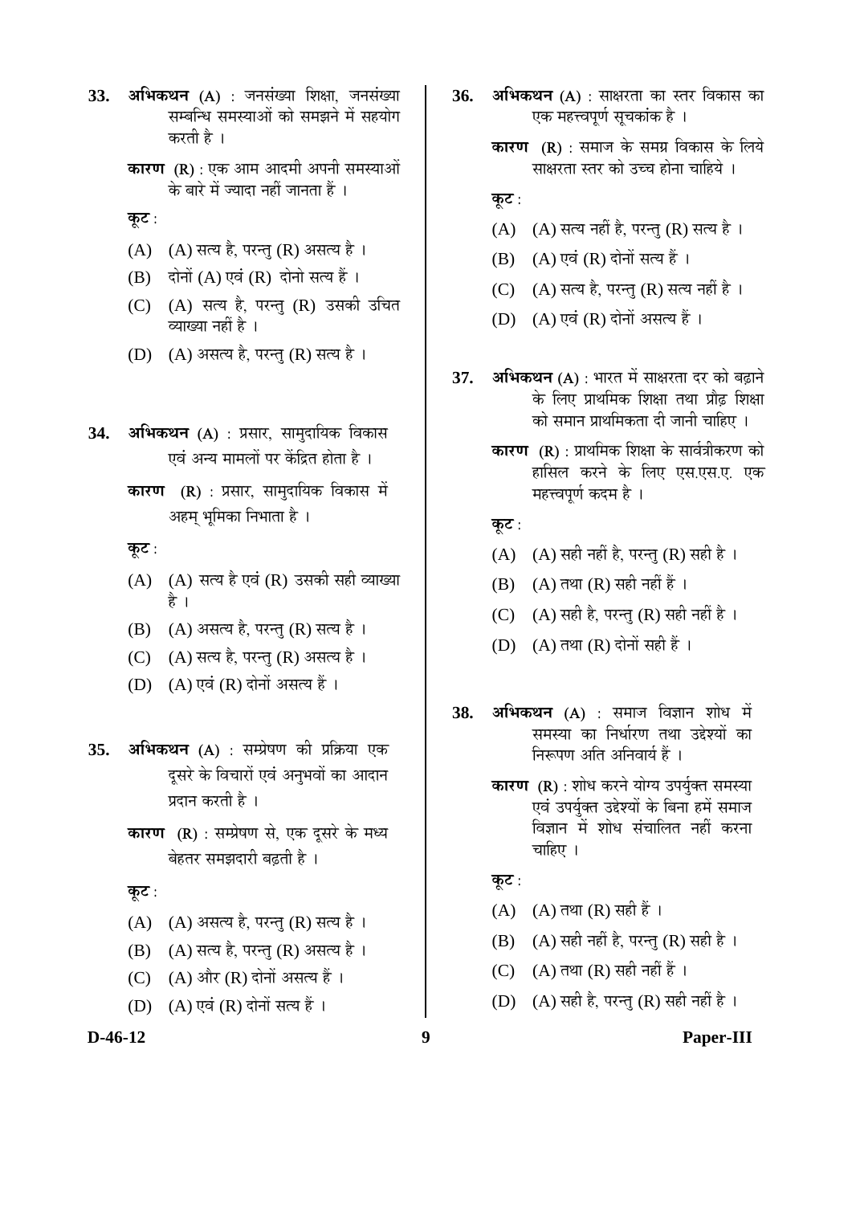**33. अभिकथन (A)** : जनसंख्या शिक्षा, जनसंख्या सम्बन्धि समस्याओं को समझने में सहयोग करती है ।

**कारण (R)** : एक आम आदमी अपनी समस्याओं के बारे में ज्यादा नहीं जानता हैं ।

**कूट** :

(A) (A) सत्य है, परन्तु (R) असत्य है ।

(B) दोनों (A) एवं (R) दोनो सत्य हैं ।

(C) (A) सत्य है, परन्तु (R) उसकी उचित व्याख्या नहीं है ।

(D) (A) असत्य है, परन्तु (R) सत्य है ।

**34. अभिकथन (A)** : प्रसार, सामुदायिक विकास एवं अन्य मामलों पर केंद्रित होता है ।

**कारण (R)** : प्रसार, सामुदायिक विकास में अहम् भूमिका निभाता है ।

**कूट** :

(A) (A) सत्य है एवं (R) उसकी सही व्याख्या है ।

(B) (A) असत्य है, परन्तु (R) सत्य है ।

(C) (A) सत्य है, परन्तु (R) असत्य है ।

(D) (A) एवं (R) दोनों असत्य हैं ।

**35. अभिकथन (A)** : सम्प्रेषण की प्रक्रिया एक दूसरे के विचारों एवं अनुभवों का आदान प्रदान करती है ।

**कारण (R)** : सम्प्रेषण से, एक दूसरे के मध्य बेहतर समझदारी बढ़ती है ।

**कूट** :

(A) (A) असत्य है, परन्तु (R) सत्य है ।

(B) (A) सत्य है, परन्तु (R) असत्य है ।

(C) (A) और (R) दोनों असत्य हैं ।

(D) (A) एवं (R) दोनों सत्य हैं ।

**36. अभिकथन (A)** : साक्षरता का स्तर विकास का एक महत्त्वपूर्ण सूचकांक है ।

**कारण (R)** : समाज के समग्र विकास के लिये साक्षरता स्तर को उच्च होना चाहिये ।

**कूट** :

(A) (A) सत्य नहीं है, परन्तु (R) सत्य है ।

(B) (A) एवं (R) दोनों सत्य हैं ।

(C) (A) सत्य है, परन्तु (R) सत्य नहीं है ।

(D) (A) एवं (R) दोनों असत्य हैं ।

**37. अभिकथन (A)** : भारत में साक्षरता दर को बढ़ाने के लिए प्राथमिक शिक्षा तथा प्रौढ़ शिक्षा को समान प्राथमिकता दी जानी चाहिए ।

**कारण (R)** : प्राथमिक शिक्षा के सार्वत्रीकरण को हासिल करने के लिए एस.एस.ए. एक महत्त्वपूर्ण कदम है ।

**कूट** :

(A) (A) सही नहीं है, परन्तु (R) सही है ।

(B) (A) तथा (R) सही नहीं हैं ।

(C) (A) सही है, परन्तु (R) सही नहीं है ।

(D) (A) तथा (R) दोनों सही हैं ।

**38. अभिकथन (A)** : समाज विज्ञान शोध में समस्या का निर्धारण तथा उद्देश्यों का निरूपण अति अनिवार्य हैं ।

**कारण (R)** : शोध करने योग्य उपर्युक्त समस्या एवं उपर्युक्त उद्देश्यों के बिना हमें समाज विज्ञान में शोध संचालित नहीं करना चाहिए ।

**कूट** :

(A) (A) तथा (R) सही हैं ।

(B) (A) सही नहीं है, परन्तु (R) सही है ।

(C) (A) तथा (R) सही नहीं हैं ।

(D) (A) सही है, परन्तु (R) सही नहीं है ।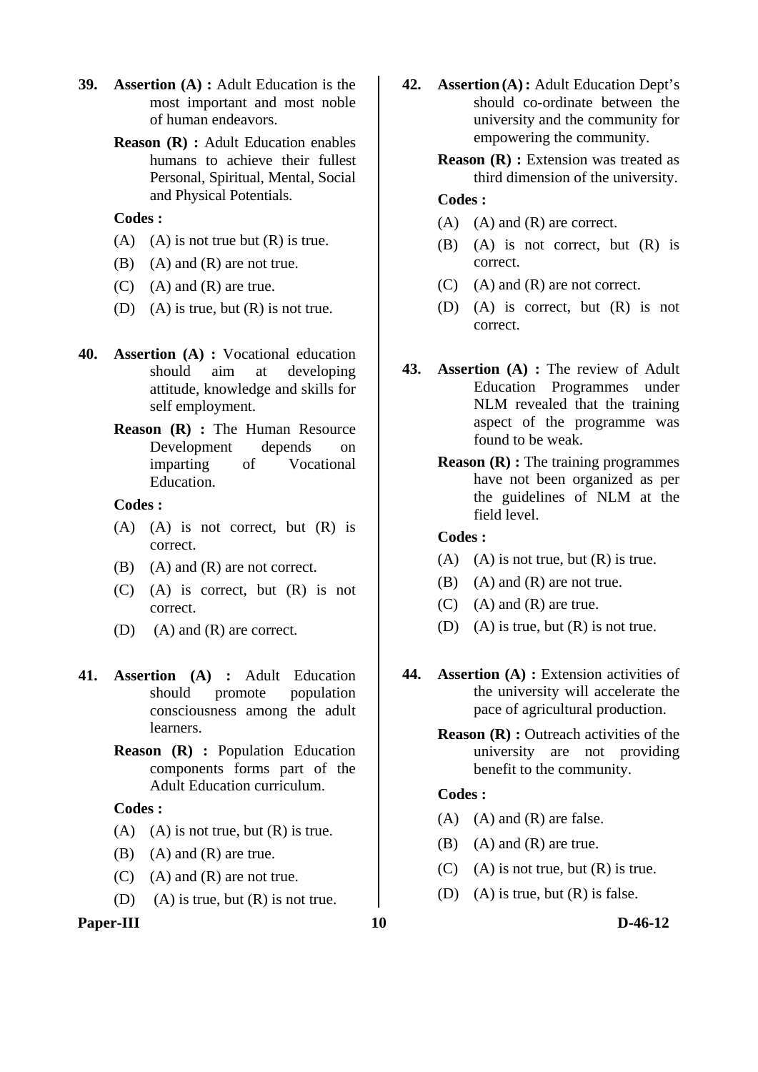**39.** **Assertion (A) :** Adult Education is the most important and most noble of human endeavors.

**Reason (R) :** Adult Education enables humans to achieve their fullest Personal, Spiritual, Mental, Social and Physical Potentials.

**Codes :**

(A) (A) is not true but (R) is true.

(B) (A) and (R) are not true.

(C) (A) and (R) are true.

(D) (A) is true, but (R) is not true.

**40.** **Assertion (A) :** Vocational education should aim at developing attitude, knowledge and skills for self employment.

**Reason (R) :** The Human Resource Development depends on imparting of Vocational Education.

**Codes :**

(A) (A) is not correct, but (R) is correct.

(B) (A) and (R) are not correct.

(C) (A) is correct, but (R) is not correct.

(D) (A) and (R) are correct.

**41.** **Assertion (A) :** Adult Education should promote population consciousness among the adult learners.

**Reason (R) :** Population Education components forms part of the Adult Education curriculum.

**Codes :**

(A) (A) is not true, but (R) is true.

(B) (A) and (R) are true.

(C) (A) and (R) are not true.

(D) (A) is true, but (R) is not true.

**42.** **Assertion (A) :** Adult Education Dept's should co-ordinate between the university and the community for empowering the community.

**Reason (R) :** Extension was treated as third dimension of the university.

**Codes :**

(A) (A) and (R) are correct.

(B) (A) is not correct, but (R) is correct.

(C) (A) and (R) are not correct.

(D) (A) is correct, but (R) is not correct.

**43.** **Assertion (A) :** The review of Adult Education Programmes under NLM revealed that the training aspect of the programme was found to be weak.

**Reason (R) :** The training programmes have not been organized as per the guidelines of NLM at the field level.

**Codes :**

(A) (A) is not true, but (R) is true.

(B) (A) and (R) are not true.

(C) (A) and (R) are true.

(D) (A) is true, but (R) is not true.

**44.** **Assertion (A) :** Extension activities of the university will accelerate the pace of agricultural production.

**Reason (R) :** Outreach activities of the university are not providing benefit to the community.

**Codes :**

(A) (A) and (R) are false.

(B) (A) and (R) are true.

(C) (A) is not true, but (R) is true.

(D) (A) is true, but (R) is false.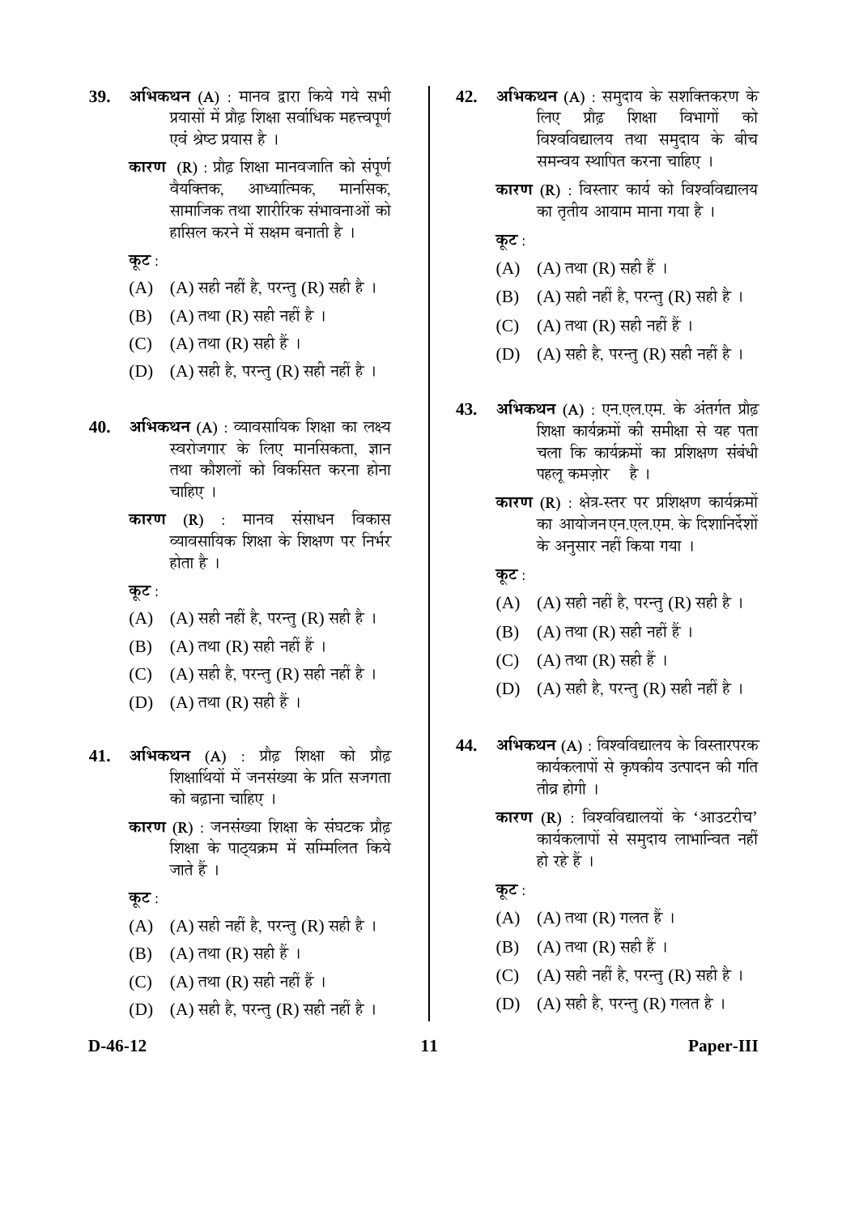**39.** **अभिकथन** (A) : मानव द्वारा किये गये सभी प्रयासों में प्रौढ़ शिक्षा सर्वाधिक महत्त्वपूर्ण एवं श्रेष्ठ प्रयास है ।

**कारण** (R) : प्रौढ़ शिक्षा मानवजाति को संपूर्ण वैयक्तिक, आध्यात्मिक, मानसिक, सामाजिक तथा शारीरिक संभावनाओं को हासिल करने में सक्षम बनाती है ।

**कूट** :

(A) (A) सही नहीं है, परन्तु (R) सही है ।

(B) (A) तथा (R) सही नहीं है ।

(C) (A) तथा (R) सही हैं ।

(D) (A) सही है, परन्तु (R) सही नहीं है ।

**40.** **अभिकथन** (A) : व्यावसायिक शिक्षा का लक्ष्य स्वरोजगार के लिए मानसिकता, ज्ञान तथा कौशलों को विकसित करना होना चाहिए ।

**कारण** (R) : मानव संसाधन विकास व्यावसायिक शिक्षा के शिक्षण पर निर्भर होता है ।

**कूट** :

(A) (A) सही नहीं है, परन्तु (R) सही है ।

(B) (A) तथा (R) सही नहीं हैं ।

(C) (A) सही है, परन्तु (R) सही नहीं है ।

(D) (A) तथा (R) सही हैं ।

**41.** **अभिकथन** (A) : प्रौढ़ शिक्षा को प्रौढ़ शिक्षार्थियों में जनसंख्या के प्रति सजगता को बढ़ाना चाहिए ।

**कारण** (R) : जनसंख्या शिक्षा के संघटक प्रौढ़ शिक्षा के पाठ्यक्रम में सम्मिलित किये जाते हैं ।

**कूट** :

(A) (A) सही नहीं है, परन्तु (R) सही है ।

(B) (A) तथा (R) सही हैं ।

(C) (A) तथा (R) सही नहीं हैं ।

(D) (A) सही है, परन्तु (R) सही नहीं है ।

**42.** **अभिकथन** (A) : समुदाय के सशक्तिकरण के लिए प्रौढ़ शिक्षा विभागों को विश्वविद्यालय तथा समुदाय के बीच समन्वय स्थापित करना चाहिए ।

**कारण** (R) : विस्तार कार्य को विश्वविद्यालय का तृतीय आयाम माना गया है ।

**कूट** :

(A) (A) तथा (R) सही हैं ।

(B) (A) सही नहीं है, परन्तु (R) सही है ।

(C) (A) तथा (R) सही नहीं हैं ।

(D) (A) सही है, परन्तु (R) सही नहीं है ।

**43.** **अभिकथन** (A) : एन.एल.एम. के अंतर्गत प्रौढ़ शिक्षा कार्यक्रमों की समीक्षा से यह पता चला कि कार्यक्रमों का प्रशिक्षण संबंधी पहलू कमज़ोर है ।

**कारण** (R) : क्षेत्र-स्तर पर प्रशिक्षण कार्यक्रमों का आयोजन एन.एल.एम. के दिशानिर्देशों के अनुसार नहीं किया गया ।

**कूट** :

(A) (A) सही नहीं है, परन्तु (R) सही है ।

(B) (A) तथा (R) सही नहीं हैं ।

(C) (A) तथा (R) सही हैं ।

(D) (A) सही है, परन्तु (R) सही नहीं है ।

**44.** **अभिकथन** (A) : विश्वविद्यालय के विस्तारपरक कार्यकलापों से कृषकीय उत्पादन की गति तीव्र होगी ।

**कारण** (R) : विश्वविद्यालयों के 'आउटरीच' कार्यकलापों से समुदाय लाभान्वित नहीं हो रहे हैं ।

**कूट** :

(A) (A) तथा (R) गलत हैं ।

(B) (A) तथा (R) सही हैं ।

(C) (A) सही नहीं है, परन्तु (R) सही है ।

(D) (A) सही है, परन्तु (R) गलत है ।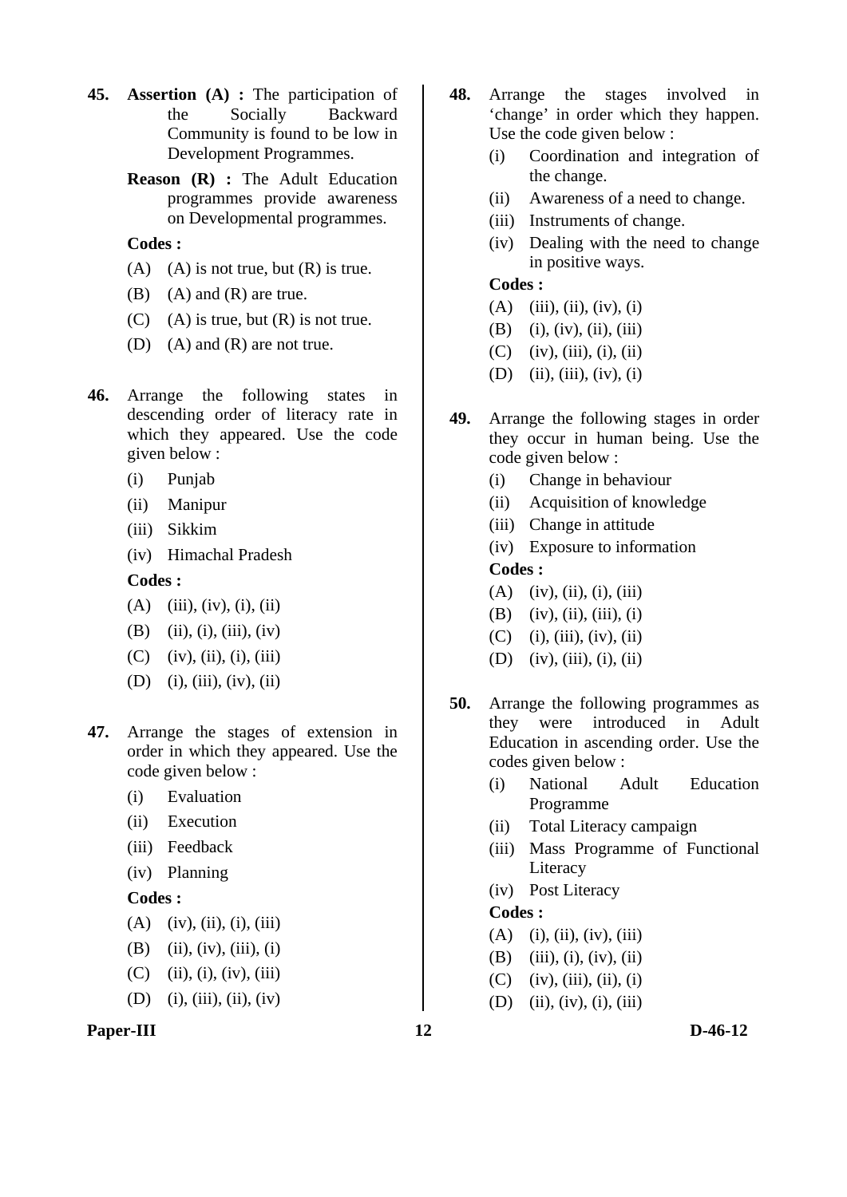**45.** **Assertion (A) :** The participation of the Socially Backward Community is found to be low in Development Programmes.

**Reason (R) :** The Adult Education programmes provide awareness on Developmental programmes.

**Codes :**

(A) (A) is not true, but (R) is true.

(B) (A) and (R) are true.

(C) (A) is true, but (R) is not true.

(D) (A) and (R) are not true.

**46.** Arrange the following states in descending order of literacy rate in which they appeared. Use the code given below :

(i) Punjab

(ii) Manipur

(iii) Sikkim

(iv) Himachal Pradesh

**Codes :**

(A) (iii), (iv), (i), (ii)

(B) (ii), (i), (iii), (iv)

(C) (iv), (ii), (i), (iii)

(D) (i), (iii), (iv), (ii)

**47.** Arrange the stages of extension in order in which they appeared. Use the code given below :

(i) Evaluation

(ii) Execution

(iii) Feedback

(iv) Planning

**Codes :**

(A) (iv), (ii), (i), (iii)

(B) (ii), (iv), (iii), (i)

(C) (ii), (i), (iv), (iii)

(D) (i), (iii), (ii), (iv)

**48.** Arrange the stages involved in 'change' in order which they happen. Use the code given below :

(i) Coordination and integration of the change.

(ii) Awareness of a need to change.

(iii) Instruments of change.

(iv) Dealing with the need to change in positive ways.

**Codes :**

(A) (iii), (ii), (iv), (i)

(B) (i), (iv), (ii), (iii)

(C) (iv), (iii), (i), (ii)

(D) (ii), (iii), (iv), (i)

**49.** Arrange the following stages in order they occur in human being. Use the code given below :

(i) Change in behaviour

(ii) Acquisition of knowledge

(iii) Change in attitude

(iv) Exposure to information

**Codes :**

(A) (iv), (ii), (i), (iii)

(B) (iv), (ii), (iii), (i)

(C) (i), (iii), (iv), (ii)

(D) (iv), (iii), (i), (ii)

**50.** Arrange the following programmes as they were introduced in Adult Education in ascending order. Use the codes given below :

(i) National Adult Education Programme

(ii) Total Literacy campaign

(iii) Mass Programme of Functional Literacy

(iv) Post Literacy

**Codes :**

(A) (i), (ii), (iv), (iii)

(B) (iii), (i), (iv), (ii)

(C) (iv), (iii), (ii), (i)

(D) (ii), (iv), (i), (iii)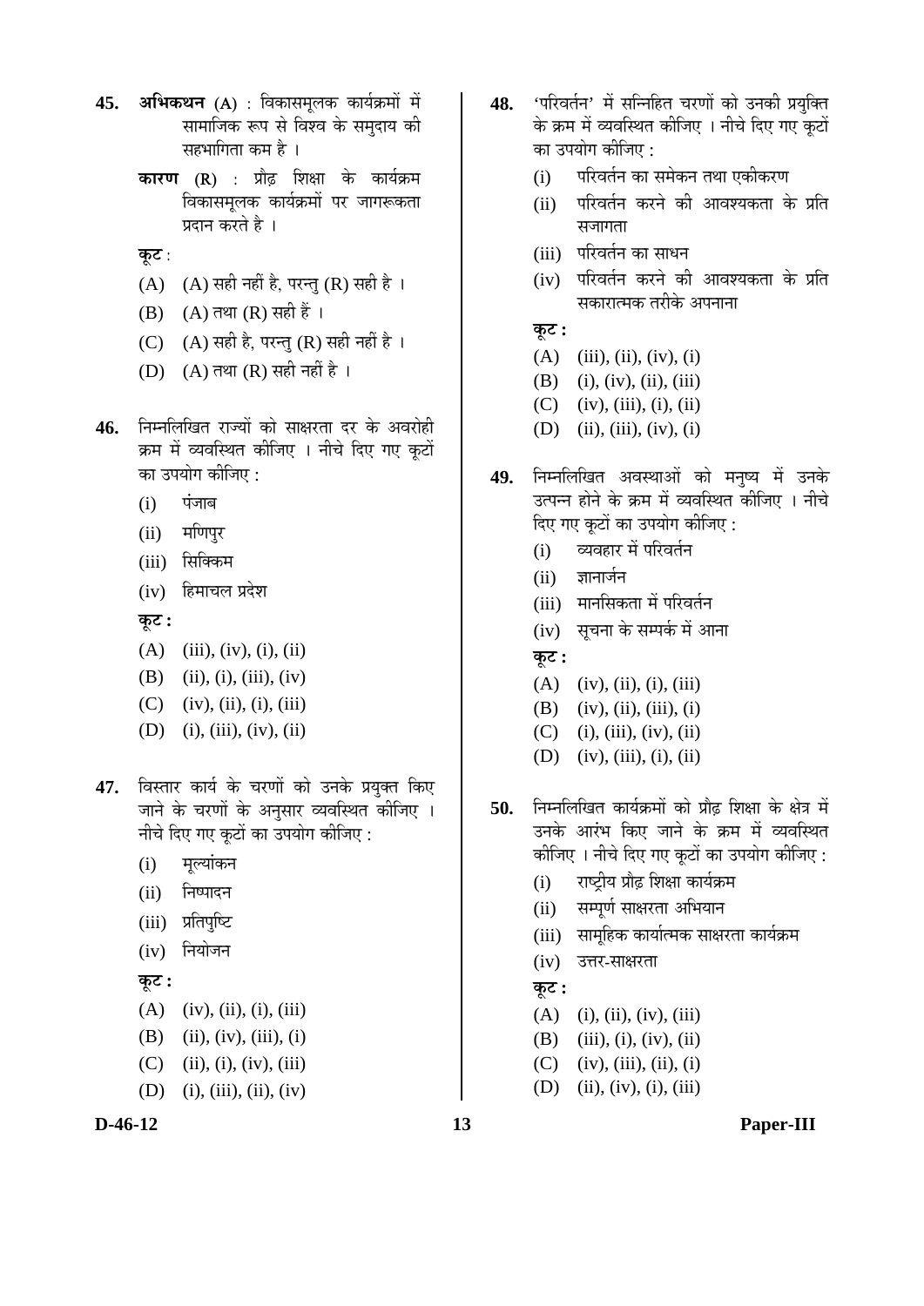**45.** **अभिकथन (A)** : विकासमूलक कार्यक्रमों में सामाजिक रूप से विश्व के समुदाय की सहभागिता कम है ।

**कारण (R)** : प्रौढ़ शिक्षा के कार्यक्रम विकासमूलक कार्यक्रमों पर जागरूकता प्रदान करते है ।

**कूट** :

(A) (A) सही नहीं है, परन्तु (R) सही है ।

(B) (A) तथा (R) सही हैं ।

(C) (A) सही है, परन्तु (R) सही नहीं है ।

(D) (A) तथा (R) सही नहीं है ।

**46.** निम्नलिखित राज्यों को साक्षरता दर के अवरोही क्रम में व्यवस्थित कीजिए । नीचे दिए गए कूटों का उपयोग कीजिए :

(i) पंजाब

(ii) मणिपुर

(iii) सिक्किम

(iv) हिमाचल प्रदेश

**कूट :**

(A) (iii), (iv), (i), (ii)

(B) (ii), (i), (iii), (iv)

(C) (iv), (ii), (i), (iii)

(D) (i), (iii), (iv), (ii)

**47.** विस्तार कार्य के चरणों को उनके प्रयुक्त किए जाने के चरणों के अनुसार व्यवस्थित कीजिए । नीचे दिए गए कूटों का उपयोग कीजिए :

(i) मूल्यांकन

(ii) निष्पादन

(iii) प्रतिपुष्टि

(iv) नियोजन

**कूट :**

(A) (iv), (ii), (i), (iii)

(B) (ii), (iv), (iii), (i)

(C) (ii), (i), (iv), (iii)

(D) (i), (iii), (ii), (iv)

**48.** 'परिवर्तन' में सन्निहित चरणों को उनकी प्रयुक्ति के क्रम में व्यवस्थित कीजिए । नीचे दिए गए कूटों का उपयोग कीजिए :

(i) परिवर्तन का समेकन तथा एकीकरण

(ii) परिवर्तन करने की आवश्यकता के प्रति सजागता

(iii) परिवर्तन का साधन

(iv) परिवर्तन करने की आवश्यकता के प्रति सकारात्मक तरीके अपनाना

**कूट :**

(A) (iii), (ii), (iv), (i)

(B) (i), (iv), (ii), (iii)

(C) (iv), (iii), (i), (ii)

(D) (ii), (iii), (iv), (i)

**49.** निम्नलिखित अवस्थाओं को मनुष्य में उनके उत्पन्न होने के क्रम में व्यवस्थित कीजिए । नीचे दिए गए कूटों का उपयोग कीजिए :

(i) व्यवहार में परिवर्तन

(ii) ज्ञानार्जन

(iii) मानसिकता में परिवर्तन

(iv) सूचना के सम्पर्क में आना

**कूट :**

(A) (iv), (ii), (i), (iii)

(B) (iv), (ii), (iii), (i)

(C) (i), (iii), (iv), (ii)

(D) (iv), (iii), (i), (ii)

**50.** निम्नलिखित कार्यक्रमों को प्रौढ़ शिक्षा के क्षेत्र में उनके आरंभ किए जाने के क्रम में व्यवस्थित कीजिए । नीचे दिए गए कूटों का उपयोग कीजिए :

(i) राष्ट्रीय प्रौढ़ शिक्षा कार्यक्रम

(ii) सम्पूर्ण साक्षरता अभियान

(iii) सामूहिक कार्यात्मक साक्षरता कार्यक्रम

(iv) उत्तर-साक्षरता

**कूट :**

(A) (i), (ii), (iv), (iii)

(B) (iii), (i), (iv), (ii)

(C) (iv), (iii), (ii), (i)

(D) (ii), (iv), (i), (iii)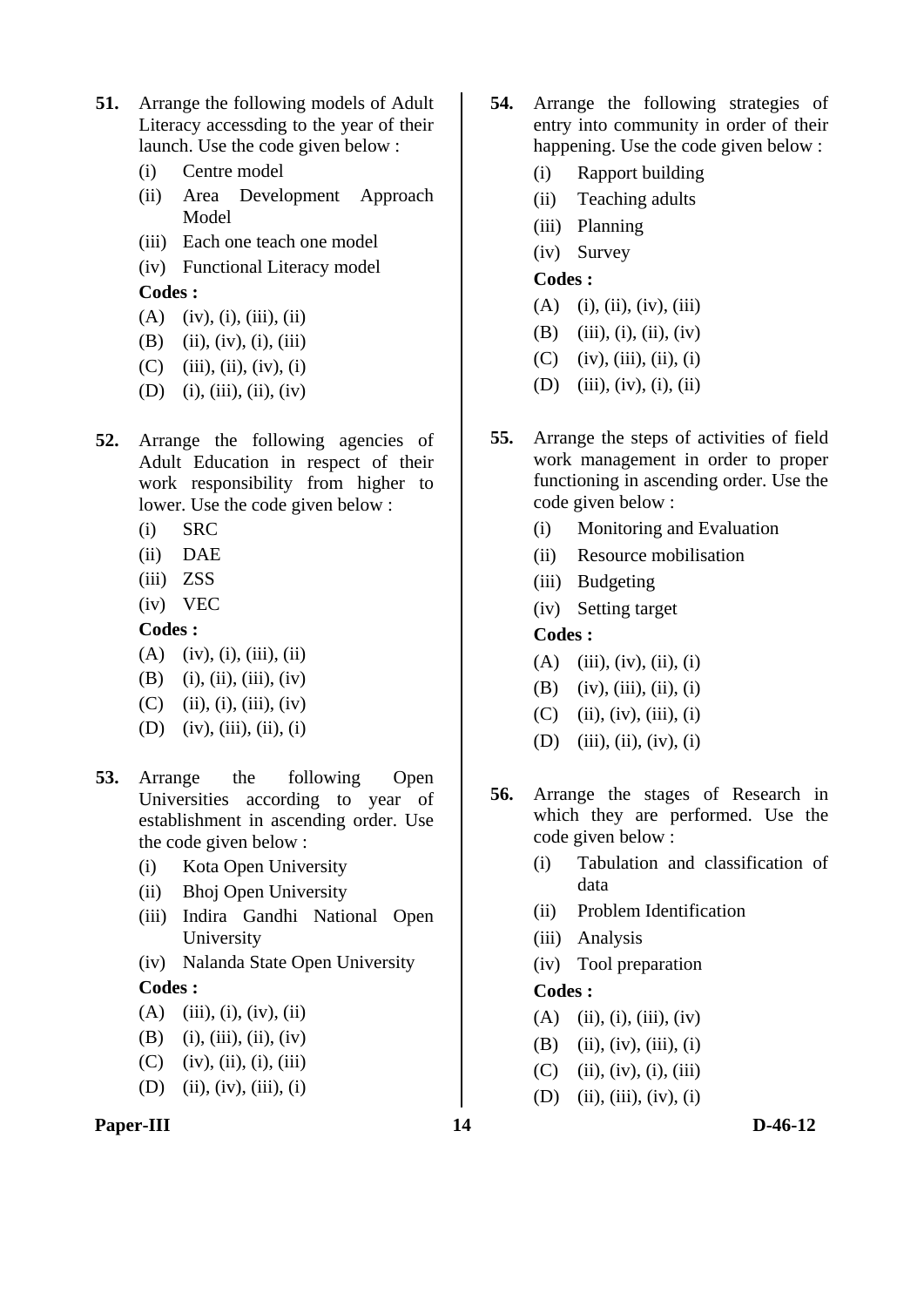**51.** Arrange the following models of Adult Literacy accessding to the year of their launch. Use the code given below :

(i) Centre model

(ii) Area Development Approach Model

(iii) Each one teach one model

(iv) Functional Literacy model

**Codes :**

(A) (iv), (i), (iii), (ii)

(B) (ii), (iv), (i), (iii)

(C) (iii), (ii), (iv), (i)

(D) (i), (iii), (ii), (iv)

**52.** Arrange the following agencies of Adult Education in respect of their work responsibility from higher to lower. Use the code given below :

(i) SRC

(ii) DAE

(iii) ZSS

(iv) VEC

**Codes :**

(A) (iv), (i), (iii), (ii)

(B) (i), (ii), (iii), (iv)

(C) (ii), (i), (iii), (iv)

(D) (iv), (iii), (ii), (i)

**53.** Arrange the following Open Universities according to year of establishment in ascending order. Use the code given below :

(i) Kota Open University

(ii) Bhoj Open University

(iii) Indira Gandhi National Open University

(iv) Nalanda State Open University

**Codes :**

(A) (iii), (i), (iv), (ii)

(B) (i), (iii), (ii), (iv)

(C) (iv), (ii), (i), (iii)

(D) (ii), (iv), (iii), (i)

**54.** Arrange the following strategies of entry into community in order of their happening. Use the code given below :

(i) Rapport building

(ii) Teaching adults

(iii) Planning

(iv) Survey

**Codes :**

(A) (i), (ii), (iv), (iii)

(B) (iii), (i), (ii), (iv)

(C) (iv), (iii), (ii), (i)

(D) (iii), (iv), (i), (ii)

**55.** Arrange the steps of activities of field work management in order to proper functioning in ascending order. Use the code given below :

(i) Monitoring and Evaluation

(ii) Resource mobilisation

(iii) Budgeting

(iv) Setting target

**Codes :**

(A) (iii), (iv), (ii), (i)

(B) (iv), (iii), (ii), (i)

(C) (ii), (iv), (iii), (i)

(D) (iii), (ii), (iv), (i)

**56.** Arrange the stages of Research in which they are performed. Use the code given below :

(i) Tabulation and classification of data

(ii) Problem Identification

(iii) Analysis

(iv) Tool preparation

**Codes :**

(A) (ii), (i), (iii), (iv)

(B) (ii), (iv), (iii), (i)

(C) (ii), (iv), (i), (iii)

(D) (ii), (iii), (iv), (i)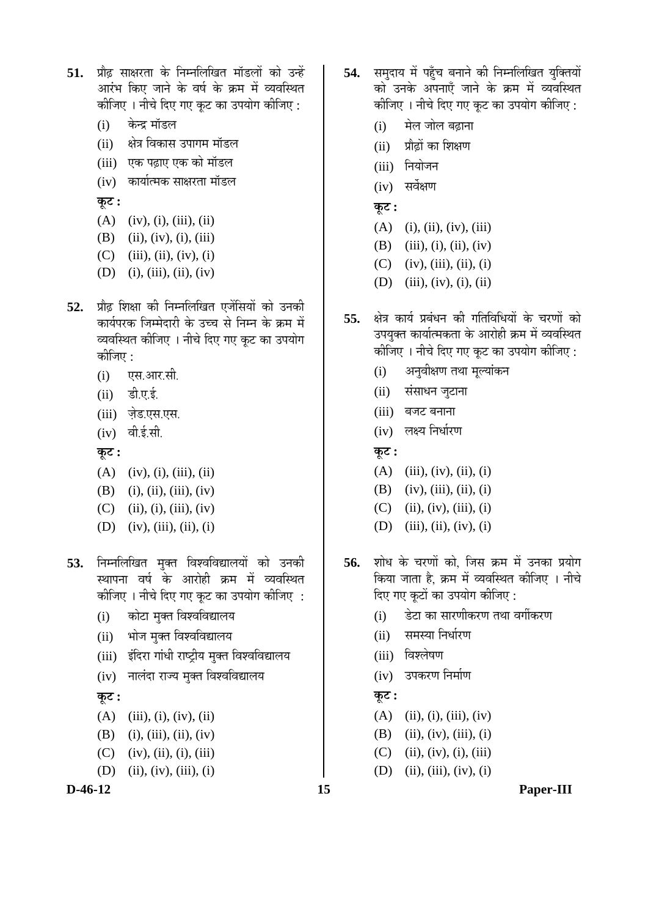**51.** प्रौढ़ साक्षरता के निम्नलिखित मॉडलों को उन्हें आरंभ किए जाने के वर्ष के क्रम में व्यवस्थित कीजिए । नीचे दिए गए कूट का उपयोग कीजिए :

(i) केन्द्र मॉडल

(ii) क्षेत्र विकास उपागम मॉडल

(iii) एक पढ़ाए एक को मॉडल

(iv) कार्यात्मक साक्षरता मॉडल

**कूट :**

(A) (iv), (i), (iii), (ii)

(B) (ii), (iv), (i), (iii)

(C) (iii), (ii), (iv), (i)

(D) (i), (iii), (ii), (iv)

**52.** प्रौढ़ शिक्षा की निम्नलिखित एजेंसियों को उनकी कार्यपरक जिम्मेदारी के उच्च से निम्न के क्रम में व्यवस्थित कीजिए । नीचे दिए गए कूट का उपयोग कीजिए :

(i) एस.आर.सी.

(ii) डी.ए.ई.

(iii) ज़ेड.एस.एस.

(iv) वी.ई.सी.

**कूट :**

(A) (iv), (i), (iii), (ii)

(B) (i), (ii), (iii), (iv)

(C) (ii), (i), (iii), (iv)

(D) (iv), (iii), (ii), (i)

**53.** निम्नलिखित मुक्त विश्वविद्यालयों को उनकी स्थापना वर्ष के आरोही क्रम में व्यवस्थित कीजिए । नीचे दिए गए कूट का उपयोग कीजिए :

(i) कोटा मुक्त विश्वविद्यालय

(ii) भोज मुक्त विश्वविद्यालय

(iii) इंदिरा गांधी राष्ट्रीय मुक्त विश्वविद्यालय

(iv) नालंदा राज्य मुक्त विश्वविद्यालय

**कूट :**

(A) (iii), (i), (iv), (ii)

(B) (i), (iii), (ii), (iv)

(C) (iv), (ii), (i), (iii)

(D) (ii), (iv), (iii), (i)

**54.** समुदाय में पहुँच बनाने की निम्नलिखित युक्तियों को उनके अपनाएँ जाने के क्रम में व्यवस्थित कीजिए । नीचे दिए गए कूट का उपयोग कीजिए :

(i) मेल जोल बढ़ाना

(ii) प्रौढ़ों का शिक्षण

(iii) नियोजन

(iv) सर्वेक्षण

**कूट :**

(A) (i), (ii), (iv), (iii)

(B) (iii), (i), (ii), (iv)

(C) (iv), (iii), (ii), (i)

(D) (iii), (iv), (i), (ii)

**55.** क्षेत्र कार्य प्रबंधन की गतिविधियों के चरणों को उपयुक्त कार्यात्मकता के आरोही क्रम में व्यवस्थित कीजिए । नीचे दिए गए कूट का उपयोग कीजिए :

(i) अनुवीक्षण तथा मूल्यांकन

(ii) संसाधन जुटाना

(iii) बजट बनाना

(iv) लक्ष्य निर्धारण

**कूट :**

(A) (iii), (iv), (ii), (i)

(B) (iv), (iii), (ii), (i)

(C) (ii), (iv), (iii), (i)

(D) (iii), (ii), (iv), (i)

**56.** शोध के चरणों को, जिस क्रम में उनका प्रयोग किया जाता है, क्रम में व्यवस्थित कीजिए । नीचे दिए गए कूटों का उपयोग कीजिए :

(i) डेटा का सारणीकरण तथा वर्गीकरण

(ii) समस्या निर्धारण

(iii) विश्लेषण

(iv) उपकरण निर्माण

**कूट :**

(A) (ii), (i), (iii), (iv)

(B) (ii), (iv), (iii), (i)

(C) (ii), (iv), (i), (iii)

(D) (ii), (iii), (iv), (i)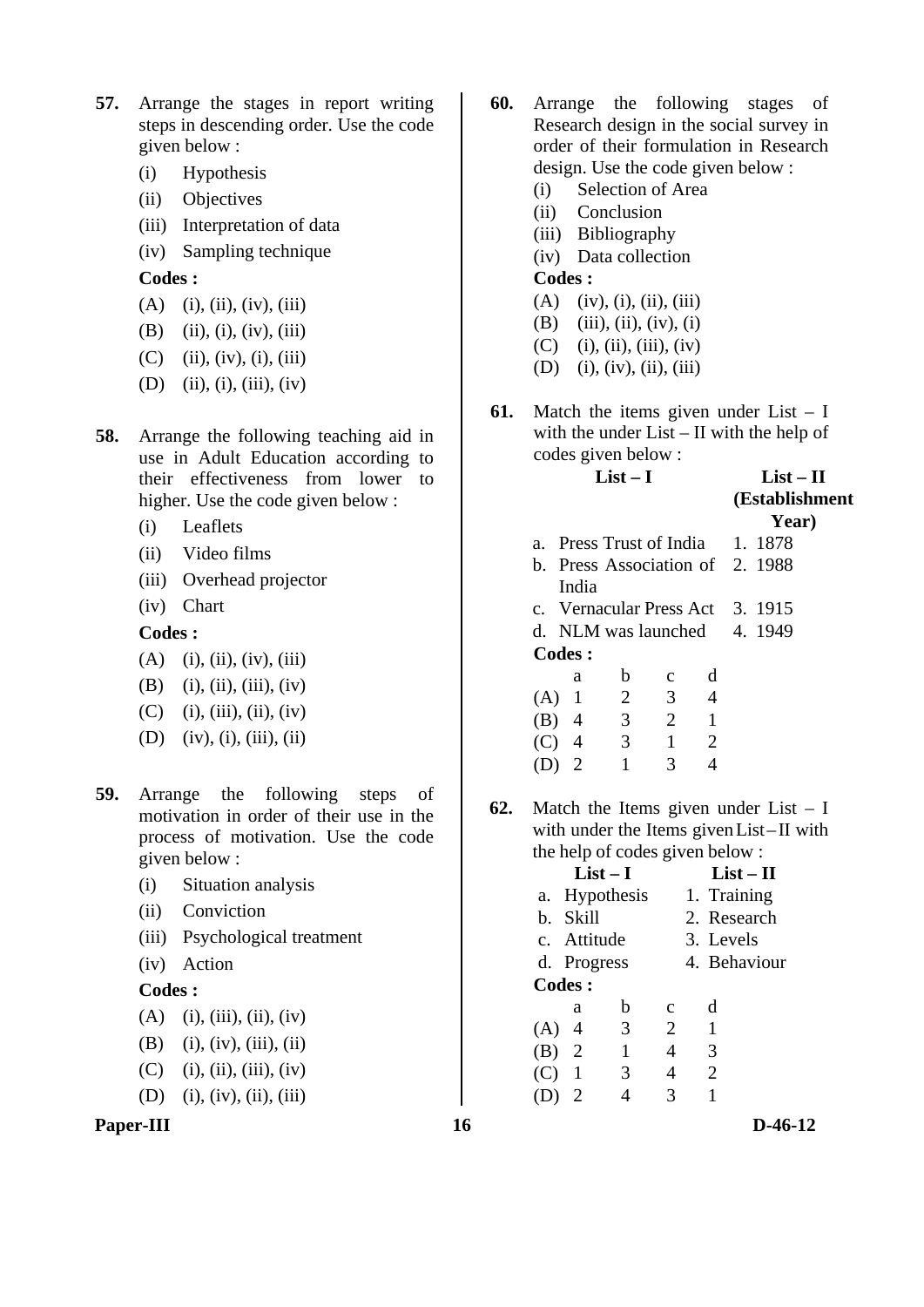**57.** Arrange the stages in report writing steps in descending order. Use the code given below :

(i) Hypothesis

(ii) Objectives

(iii) Interpretation of data

(iv) Sampling technique

**Codes :**

(A) (i), (ii), (iv), (iii)

(B) (ii), (i), (iv), (iii)

(C) (ii), (iv), (i), (iii)

(D) (ii), (i), (iii), (iv)

**58.** Arrange the following teaching aid in use in Adult Education according to their effectiveness from lower to higher. Use the code given below :

(i) Leaflets

(ii) Video films

(iii) Overhead projector

(iv) Chart

**Codes :**

(A) (i), (ii), (iv), (iii)

(B) (i), (ii), (iii), (iv)

(C) (i), (iii), (ii), (iv)

(D) (iv), (i), (iii), (ii)

**59.** Arrange the following steps of motivation in order of their use in the process of motivation. Use the code given below :

(i) Situation analysis

(ii) Conviction

(iii) Psychological treatment

(iv) Action

**Codes :**

(A) (i), (iii), (ii), (iv)

(B) (i), (iv), (iii), (ii)

(C) (i), (ii), (iii), (iv)

(D) (i), (iv), (ii), (iii)

**60.** Arrange the following stages of Research design in the social survey in order of their formulation in Research design. Use the code given below :

(i) Selection of Area

(ii) Conclusion

(iii) Bibliography

(iv) Data collection

**Codes :**

(A) (iv), (i), (ii), (iii)

(B) (iii), (ii), (iv), (i)

(C) (i), (ii), (iii), (iv)

(D) (i), (iv), (ii), (iii)

**61.** Match the items given under List – I with the under List – II with the help of codes given below :

| List – I | List – II (Establishment Year) |
|---|---|
| a. Press Trust of India | 1. 1878 |
| b. Press Association of India | 2. 1988 |
| c. Vernacular Press Act | 3. 1915 |
| d. NLM was launched | 4. 1949 |

**Codes :**

| | a | b | c | d |
|---|---|---|---|---|
| (A) | 1 | 2 | 3 | 4 |
| (B) | 4 | 3 | 2 | 1 |
| (C) | 4 | 3 | 1 | 2 |
| (D) | 2 | 1 | 3 | 4 |

**62.** Match the Items given under List – I with under the Items given List – II with the help of codes given below :

| List – I | List – II |
|---|---|
| a. Hypothesis | 1. Training |
| b. Skill | 2. Research |
| c. Attitude | 3. Levels |
| d. Progress | 4. Behaviour |

**Codes :**

| | a | b | c | d |
|---|---|---|---|---|
| (A) | 4 | 3 | 2 | 1 |
| (B) | 2 | 1 | 4 | 3 |
| (C) | 1 | 3 | 4 | 2 |
| (D) | 2 | 4 | 3 | 1 |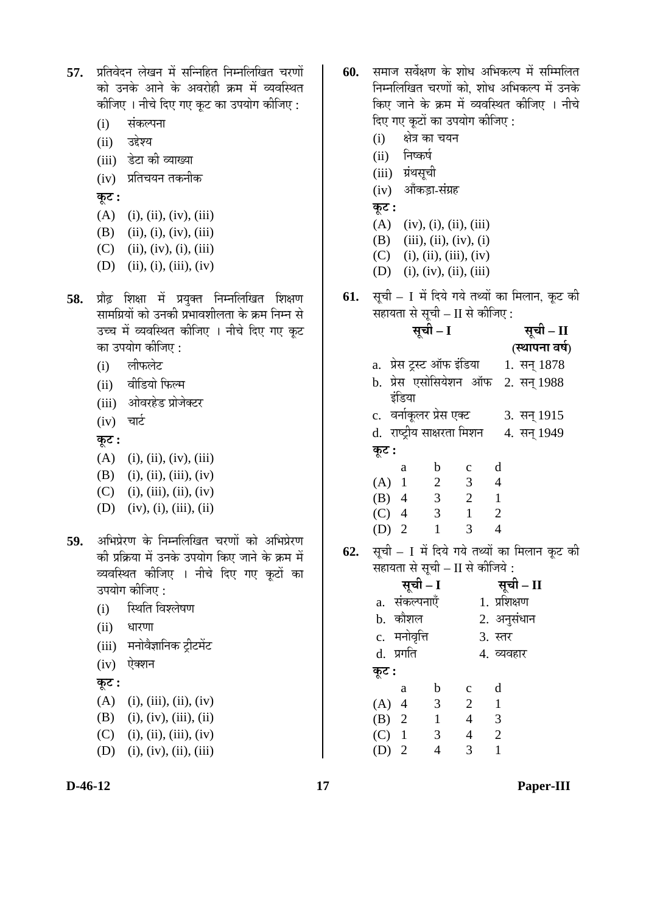**57.** प्रतिवेदन लेखन में सन्निहित निम्नलिखित चरणों को उनके आने के अवरोही क्रम में व्यवस्थित कीजिए । नीचे दिए गए कूट का उपयोग कीजिए :

(i) संकल्पना

(ii) उद्देश्य

(iii) डेटा की व्याख्या

(iv) प्रतिचयन तकनीक

**कूट :**

(A) (i), (ii), (iv), (iii)

(B) (ii), (i), (iv), (iii)

(C) (ii), (iv), (i), (iii)

(D) (ii), (i), (iii), (iv)

**58.** प्रौढ़ शिक्षा में प्रयुक्त निम्नलिखित शिक्षण सामग्रियों को उनकी प्रभावशीलता के क्रम निम्न से उच्च में व्यवस्थित कीजिए । नीचे दिए गए कूट का उपयोग कीजिए :

(i) लीफलेट

(ii) वीडियो फिल्म

(iii) ओवरहेड प्रोजेक्टर

(iv) चार्ट

**कूट :**

(A) (i), (ii), (iv), (iii)

(B) (i), (ii), (iii), (iv)

(C) (i), (iii), (ii), (iv)

(D) (iv), (i), (iii), (ii)

**59.** अभिप्रेरण के निम्नलिखित चरणों को अभिप्रेरण की प्रक्रिया में उनके उपयोग किए जाने के क्रम में व्यवस्थित कीजिए । नीचे दिए गए कूटों का उपयोग कीजिए :

(i) स्थिति विश्लेषण

(ii) धारणा

(iii) मनोवैज्ञानिक ट्रीटमेंट

(iv) ऐक्शन

**कूट :**

(A) (i), (iii), (ii), (iv)

(B) (i), (iv), (iii), (ii)

(C) (i), (ii), (iii), (iv)

(D) (i), (iv), (ii), (iii)

**60.** समाज सर्वेक्षण के शोध अभिकल्प में सम्मिलित निम्नलिखित चरणों को, शोध अभिकल्प में उनके किए जाने के क्रम में व्यवस्थित कीजिए । नीचे दिए गए कूटों का उपयोग कीजिए :

(i) क्षेत्र का चयन

(ii) निष्कर्ष

(iii) ग्रंथसूची

(iv) आँकड़ा-संग्रह

**कूट :**

(A) (iv), (i), (ii), (iii)

(B) (iii), (ii), (iv), (i)

(C) (i), (ii), (iii), (iv)

(D) (i), (iv), (ii), (iii)

**61.** सूची – I में दिये गये तथ्यों का मिलान, कूट की सहायता से सूची – II से कीजिए :

| सूची – I | सूची – II (स्थापना वर्ष) |
|---|---|
| a. प्रेस ट्रस्ट ऑफ इंडिया | 1. सन् 1878 |
| b. प्रेस एसोसियेशन ऑफ इंडिया | 2. सन् 1988 |
| c. वर्नाकूलर प्रेस एक्ट | 3. सन् 1915 |
| d. राष्ट्रीय साक्षरता मिशन | 4. सन् 1949 |

**कूट :**

| | a | b | c | d |
|---|---|---|---|---|
| (A) | 1 | 2 | 3 | 4 |
| (B) | 4 | 3 | 2 | 1 |
| (C) | 4 | 3 | 1 | 2 |
| (D) | 2 | 1 | 3 | 4 |

**62.** सूची – I में दिये गये तथ्यों का मिलान कूट की सहायता से सूची – II से कीजिये :

| सूची – I | सूची – II |
|---|---|
| a. संकल्पनाएँ | 1. प्रशिक्षण |
| b. कौशल | 2. अनुसंधान |
| c. मनोवृत्ति | 3. स्तर |
| d. प्रगति | 4. व्यवहार |

**कूट :**

| | a | b | c | d |
|---|---|---|---|---|
| (A) | 4 | 3 | 2 | 1 |
| (B) | 2 | 1 | 4 | 3 |
| (C) | 1 | 3 | 4 | 2 |
| (D) | 2 | 4 | 3 | 1 |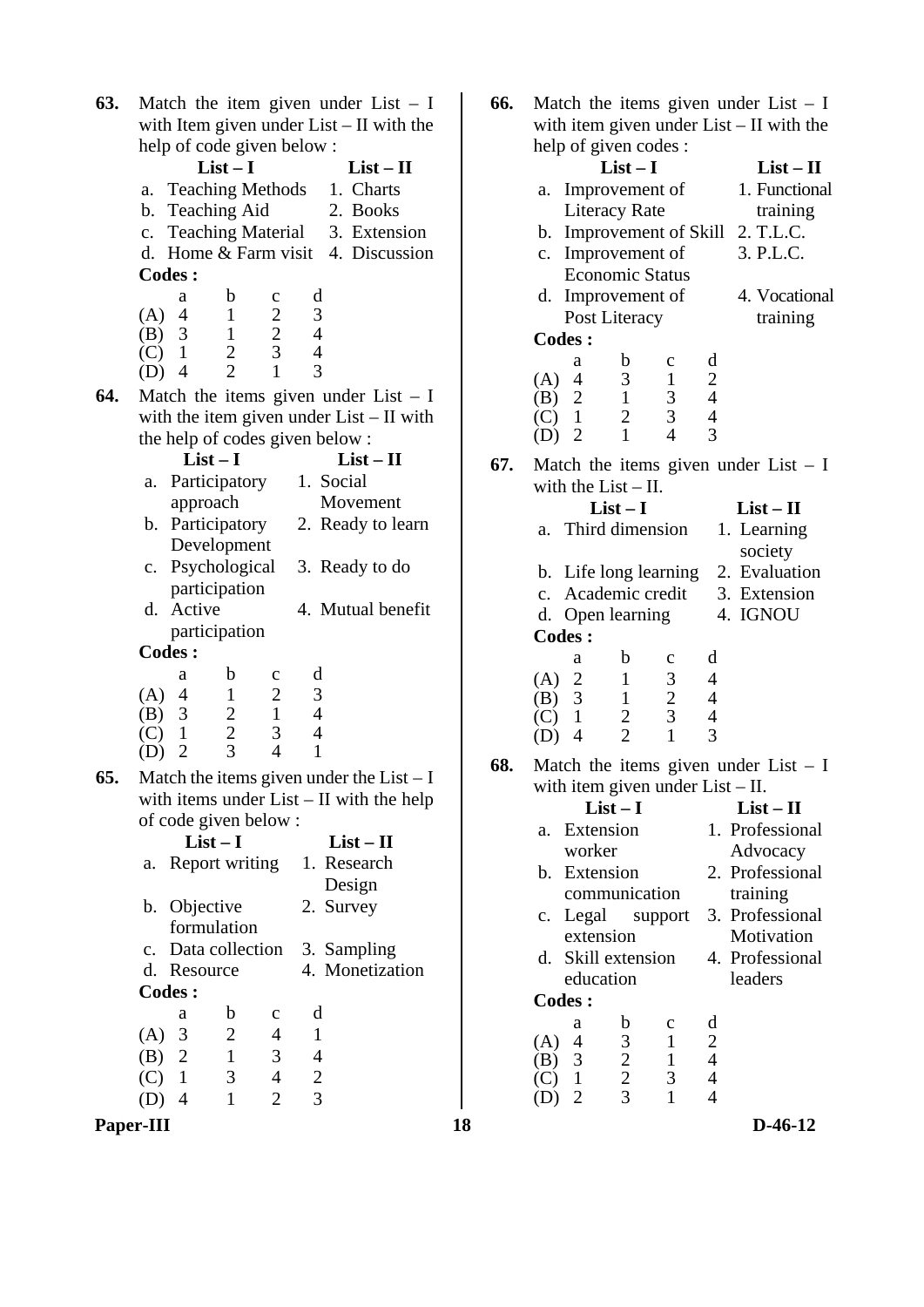**63.** Match the item given under List – I with Item given under List – II with the help of code given below :

| | List – I | | List – II |
|---|---|---|---|
| a. | Teaching Methods | 1. | Charts |
| b. | Teaching Aid | 2. | Books |
| c. | Teaching Material | 3. | Extension |
| d. | Home & Farm visit | 4. | Discussion |

**Codes :**

| | a | b | c | d |
|---|---|---|---|---|
| (A) | 4 | 1 | 2 | 3 |
| (B) | 3 | 1 | 2 | 4 |
| (C) | 1 | 2 | 3 | 4 |
| (D) | 4 | 2 | 1 | 3 |

**64.** Match the items given under List – I with the item given under List – II with the help of codes given below :

| | List – I | | List – II |
|---|---|---|---|
| a. | Participatory approach | 1. | Social Movement |
| b. | Participatory Development | 2. | Ready to learn |
| c. | Psychological participation | 3. | Ready to do |
| d. | Active participation | 4. | Mutual benefit |

**Codes :**

| | a | b | c | d |
|---|---|---|---|---|
| (A) | 4 | 1 | 2 | 3 |
| (B) | 3 | 2 | 1 | 4 |
| (C) | 1 | 2 | 3 | 4 |
| (D) | 2 | 3 | 4 | 1 |

**65.** Match the items given under the List – I with items under List – II with the help of code given below :

| | List – I | | List – II |
|---|---|---|---|
| a. | Report writing | 1. | Research Design |
| b. | Objective formulation | 2. | Survey |
| c. | Data collection | 3. | Sampling |
| d. | Resource | 4. | Monetization |

**Codes :**

| | a | b | c | d |
|---|---|---|---|---|
| (A) | 3 | 2 | 4 | 1 |
| (B) | 2 | 1 | 3 | 4 |
| (C) | 1 | 3 | 4 | 2 |
| (D) | 4 | 1 | 2 | 3 |

**66.** Match the items given under List – I with item given under List – II with the help of given codes :

| | List – I | | List – II |
|---|---|---|---|
| a. | Improvement of Literacy Rate | 1. | Functional training |
| b. | Improvement of Skill | 2. | T.L.C. |
| c. | Improvement of Economic Status | 3. | P.L.C. |
| d. | Improvement of Post Literacy | 4. | Vocational training |

**Codes :**

| | a | b | c | d |
|---|---|---|---|---|
| (A) | 4 | 3 | 1 | 2 |
| (B) | 2 | 1 | 3 | 4 |
| (C) | 1 | 2 | 3 | 4 |
| (D) | 2 | 1 | 4 | 3 |

**67.** Match the items given under List – I with the List – II.

| | List – I | | List – II |
|---|---|---|---|
| a. | Third dimension | 1. | Learning society |
| b. | Life long learning | 2. | Evaluation |
| c. | Academic credit | 3. | Extension |
| d. | Open learning | 4. | IGNOU |

**Codes :**

| | a | b | c | d |
|---|---|---|---|---|
| (A) | 2 | 1 | 3 | 4 |
| (B) | 3 | 1 | 2 | 4 |
| (C) | 1 | 2 | 3 | 4 |
| (D) | 4 | 2 | 1 | 3 |

**68.** Match the items given under List – I with item given under List – II.

| | List – I | | List – II |
|---|---|---|---|
| a. | Extension worker | 1. | Professional Advocacy |
| b. | Extension communication | 2. | Professional training |
| c. | Legal support extension | 3. | Professional Motivation |
| d. | Skill extension education | 4. | Professional leaders |

**Codes :**

| | a | b | c | d |
|---|---|---|---|---|
| (A) | 4 | 3 | 1 | 2 |
| (B) | 3 | 2 | 1 | 4 |
| (C) | 1 | 2 | 3 | 4 |
| (D) | 2 | 3 | 1 | 4 |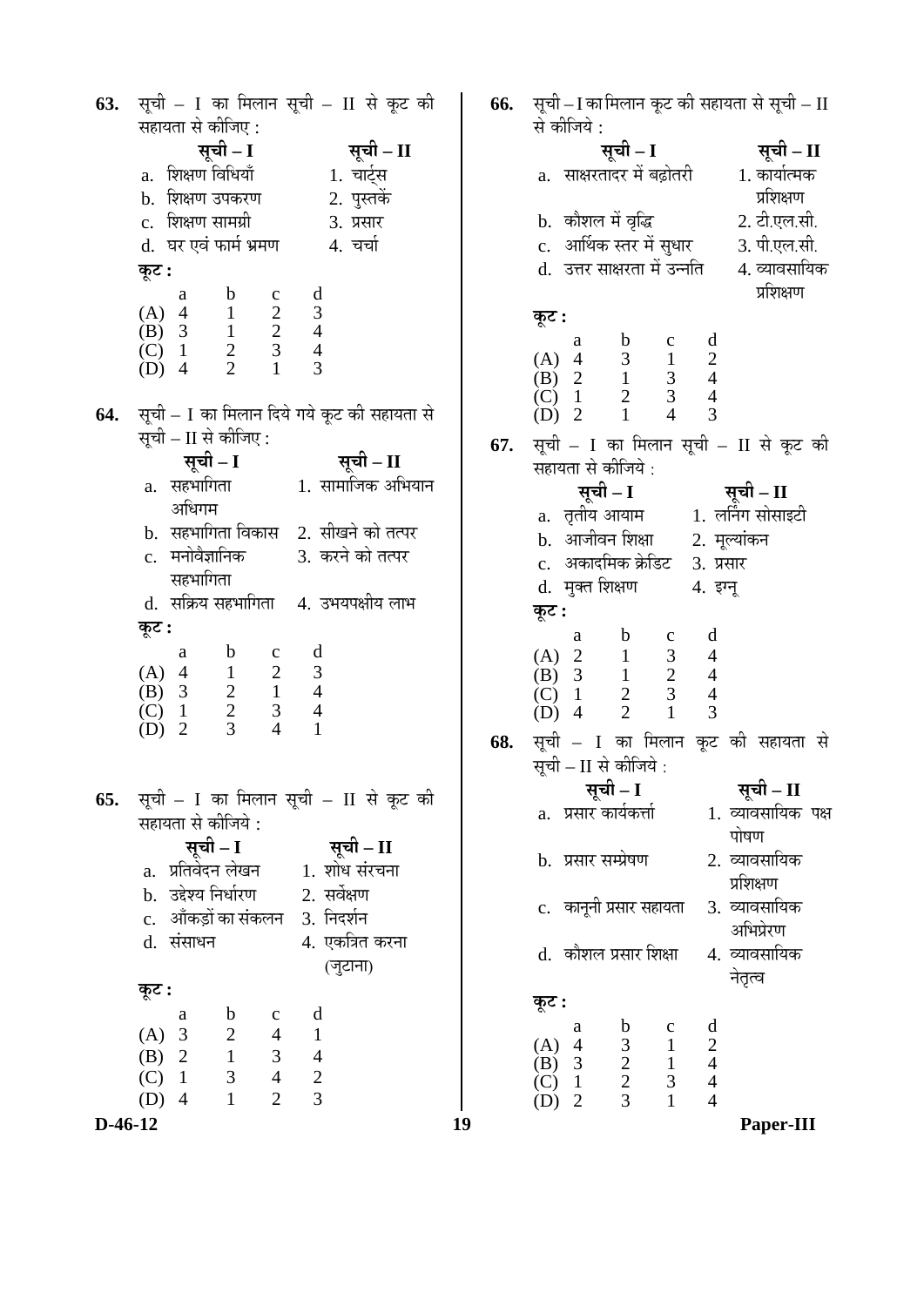**63.** सूची – I का मिलान सूची – II से कूट की सहायता से कीजिए :

| सूची – I | सूची – II |
|---|---|
| a. शिक्षण विधियाँ | 1. चार्ट्स |
| b. शिक्षण उपकरण | 2. पुस्तकें |
| c. शिक्षण सामग्री | 3. प्रसार |
| d. घर एवं फार्म भ्रमण | 4. चर्चा |

**कूट :**

| | a | b | c | d |
|---|---|---|---|---|
| (A) | 4 | 1 | 2 | 3 |
| (B) | 3 | 1 | 2 | 4 |
| (C) | 1 | 2 | 3 | 4 |
| (D) | 4 | 2 | 1 | 3 |

**64.** सूची – I का मिलान दिये गये कूट की सहायता से सूची – II से कीजिए :

| सूची – I | सूची – II |
|---|---|
| a. सहभागिता अधिगम | 1. सामाजिक अभियान |
| b. सहभागिता विकास | 2. सीखने को तत्पर |
| c. मनोवैज्ञानिक सहभागिता | 3. करने को तत्पर |
| d. सक्रिय सहभागिता | 4. उभयपक्षीय लाभ |

**कूट :**

| | a | b | c | d |
|---|---|---|---|---|
| (A) | 4 | 1 | 2 | 3 |
| (B) | 3 | 2 | 1 | 4 |
| (C) | 1 | 2 | 3 | 4 |
| (D) | 2 | 3 | 4 | 1 |

**65.** सूची – I का मिलान सूची – II से कूट की सहायता से कीजिये :

| सूची – I | सूची – II |
|---|---|
| a. प्रतिवेदन लेखन | 1. शोध संरचना |
| b. उद्देश्य निर्धारण | 2. सर्वेक्षण |
| c. आँकड़ों का संकलन | 3. निदर्शन |
| d. संसाधन | 4. एकत्रित करना (जुटाना) |

**कूट :**

| | a | b | c | d |
|---|---|---|---|---|
| (A) | 3 | 2 | 4 | 1 |
| (B) | 2 | 1 | 3 | 4 |
| (C) | 1 | 3 | 4 | 2 |
| (D) | 4 | 1 | 2 | 3 |

**66.** सूची – I का मिलान कूट की सहायता से सूची – II से कीजिये :

| सूची – I | सूची – II |
|---|---|
| a. साक्षरतादर में बढ़ोतरी | 1. कार्यात्मक प्रशिक्षण |
| b. कौशल में वृद्धि | 2. टी.एल.सी. |
| c. आर्थिक स्तर में सुधार | 3. पी.एल.सी. |
| d. उत्तर साक्षरता में उन्नति | 4. व्यावसायिक प्रशिक्षण |

**कूट :**

| | a | b | c | d |
|---|---|---|---|---|
| (A) | 4 | 3 | 1 | 2 |
| (B) | 2 | 1 | 3 | 4 |
| (C) | 1 | 2 | 3 | 4 |
| (D) | 2 | 1 | 4 | 3 |

**67.** सूची – I का मिलान सूची – II से कूट की सहायता से कीजिये :

| सूची – I | सूची – II |
|---|---|
| a. तृतीय आयाम | 1. लर्निंग सोसाइटी |
| b. आजीवन शिक्षा | 2. मूल्यांकन |
| c. अकादमिक क्रेडिट | 3. प्रसार |
| d. मुक्त शिक्षण | 4. इग्नू |

**कूट :**

| | a | b | c | d |
|---|---|---|---|---|
| (A) | 2 | 1 | 3 | 4 |
| (B) | 3 | 1 | 2 | 4 |
| (C) | 1 | 2 | 3 | 4 |
| (D) | 4 | 2 | 1 | 3 |

**68.** सूची – I का मिलान कूट की सहायता से सूची – II से कीजिये :

| सूची – I | सूची – II |
|---|---|
| a. प्रसार कार्यकर्त्ता | 1. व्यावसायिक पक्ष पोषण |
| b. प्रसार सम्प्रेषण | 2. व्यावसायिक प्रशिक्षण |
| c. कानूनी प्रसार सहायता | 3. व्यावसायिक अभिप्रेरण |
| d. कौशल प्रसार शिक्षा | 4. व्यावसायिक नेतृत्व |

**कूट :**

| | a | b | c | d |
|---|---|---|---|---|
| (A) | 4 | 3 | 1 | 2 |
| (B) | 3 | 2 | 1 | 4 |
| (C) | 1 | 2 | 3 | 4 |
| (D) | 2 | 3 | 1 | 4 |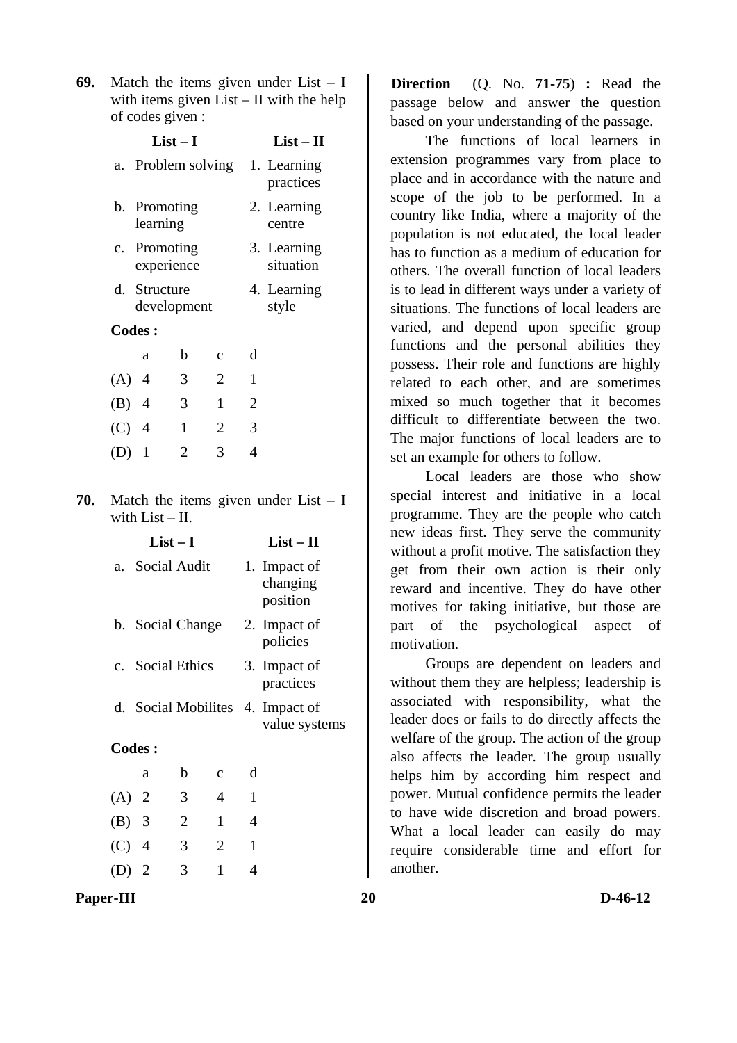**69.** Match the items given under List – I with items given List – II with the help of codes given :

| List – I | List – II |
|---|---|
| a. Problem solving | 1. Learning practices |
| b. Promoting learning | 2. Learning centre |
| c. Promoting experience | 3. Learning situation |
| d. Structure development | 4. Learning style |

**Codes :**

| | a | b | c | d |
|---|---|---|---|---|
| (A) | 4 | 3 | 2 | 1 |
| (B) | 4 | 3 | 1 | 2 |
| (C) | 4 | 1 | 2 | 3 |
| (D) | 1 | 2 | 3 | 4 |

**70.** Match the items given under List – I with List – II.

| List – I | List – II |
|---|---|
| a. Social Audit | 1. Impact of changing position |
| b. Social Change | 2. Impact of policies |
| c. Social Ethics | 3. Impact of practices |
| d. Social Mobilites | 4. Impact of value systems |

**Codes :**

| | a | b | c | d |
|---|---|---|---|---|
| (A) | 2 | 3 | 4 | 1 |
| (B) | 3 | 2 | 1 | 4 |
| (C) | 4 | 3 | 2 | 1 |
| (D) | 2 | 3 | 1 | 4 |

**Direction** (Q. No. **71-75**) **:** Read the passage below and answer the question based on your understanding of the passage.

The functions of local learners in extension programmes vary from place to place and in accordance with the nature and scope of the job to be performed. In a country like India, where a majority of the population is not educated, the local leader has to function as a medium of education for others. The overall function of local leaders is to lead in different ways under a variety of situations. The functions of local leaders are varied, and depend upon specific group functions and the personal abilities they possess. Their role and functions are highly related to each other, and are sometimes mixed so much together that it becomes difficult to differentiate between the two. The major functions of local leaders are to set an example for others to follow.

Local leaders are those who show special interest and initiative in a local programme. They are the people who catch new ideas first. They serve the community without a profit motive. The satisfaction they get from their own action is their only reward and incentive. They do have other motives for taking initiative, but those are part of the psychological aspect of motivation.

Groups are dependent on leaders and without them they are helpless; leadership is associated with responsibility, what the leader does or fails to do directly affects the welfare of the group. The action of the group also affects the leader. The group usually helps him by according him respect and power. Mutual confidence permits the leader to have wide discretion and broad powers. What a local leader can easily do may require considerable time and effort for another.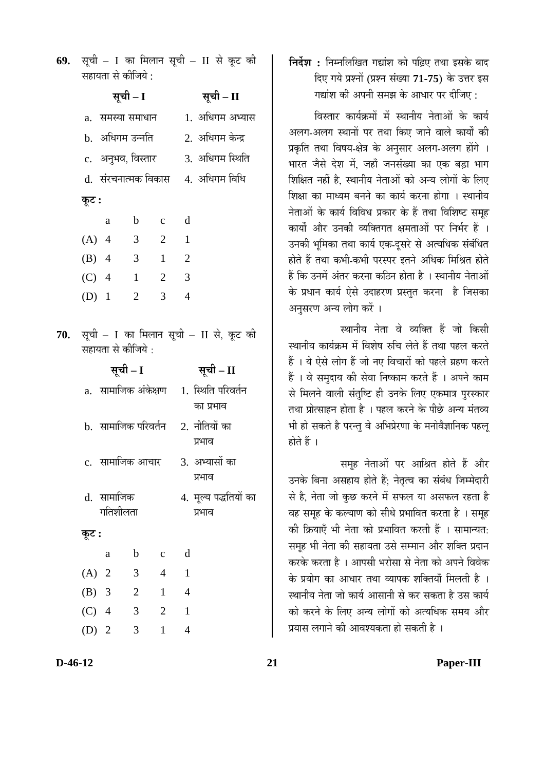**69.** सूची – I का मिलान सूची – II से कूट की सहायता से कीजिये :

| सूची – I | सूची – II |
|---|---|
| a. समस्या समाधान | 1. अधिगम अभ्यास |
| b. अधिगम उन्नति | 2. अधिगम केन्द्र |
| c. अनुभव, विस्तार | 3. अधिगम स्थिति |
| d. संरचनात्मक विकास | 4. अधिगम विधि |

**कूट :**

| | a | b | c | d |
|---|---|---|---|---|
| (A) | 4 | 3 | 2 | 1 |
| (B) | 4 | 3 | 1 | 2 |
| (C) | 4 | 1 | 2 | 3 |
| (D) | 1 | 2 | 3 | 4 |

**70.** सूची – I का मिलान सूची – II से, कूट की सहायता से कीजिये :

| सूची – I | सूची – II |
|---|---|
| a. सामाजिक अंकेक्षण | 1. स्थिति परिवर्तन का प्रभाव |
| b. सामाजिक परिवर्तन | 2. नीतियों का प्रभाव |
| c. सामाजिक आचार | 3. अभ्यासों का प्रभाव |
| d. सामाजिक गतिशीलता | 4. मूल्य पद्धतियों का प्रभाव |

**कूट :**

| | a | b | c | d |
|---|---|---|---|---|
| (A) | 2 | 3 | 4 | 1 |
| (B) | 3 | 2 | 1 | 4 |
| (C) | 4 | 3 | 2 | 1 |
| (D) | 2 | 3 | 1 | 4 |

**निर्देश :** निम्नलिखित गद्यांश को पढ़िए तथा इसके बाद दिए गये प्रश्नों (प्रश्न संख्या **71-75**) के उत्तर इस गद्यांश की अपनी समझ के आधार पर दीजिए :

विस्तार कार्यक्रमों में स्थानीय नेताओं के कार्य अलग-अलग स्थानों पर तथा किए जाने वाले कार्यों की प्रकृति तथा विषय-क्षेत्र के अनुसार अलग-अलग होंगे । भारत जैसे देश में, जहाँ जनसंख्या का एक बड़ा भाग शिक्षित नहीं है, स्थानीय नेताओं को अन्य लोगों के लिए शिक्षा का माध्यम बनने का कार्य करना होगा । स्थानीय नेताओं के कार्य विविध प्रकार के हैं तथा विशिष्ट समूह कार्यों और उनकी व्यक्तिगत क्षमताओं पर निर्भर हैं । उनकी भूमिका तथा कार्य एक-दूसरे से अत्यधिक संबंधित होते हैं तथा कभी-कभी परस्पर इतने अधिक मिश्रित होते हैं कि उनमें अंतर करना कठिन होता है । स्थानीय नेताओं के प्रधान कार्य ऐसे उदाहरण प्रस्तुत करना है जिसका अनुसरण अन्य लोग करें ।

स्थानीय नेता वे व्यक्ति हैं जो किसी स्थानीय कार्यक्रम में विशेष रुचि लेते हैं तथा पहल करते हैं । ये ऐसे लोग हैं जो नए विचारों को पहले ग्रहण करते हैं । वे समुदाय की सेवा निष्काम करते हैं । अपने काम से मिलने वाली संतुष्टि ही उनके लिए एकमात्र पुरस्कार तथा प्रोत्साहन होता है । पहल करने के पीछे अन्य मंतव्य भी हो सकते है परन्तु वे अभिप्रेरणा के मनोवैज्ञानिक पहलू होते हैं ।

समूह नेताओं पर आश्रित होते हैं और उनके बिना असहाय होते हैं; नेतृत्व का संबंध जिम्मेदारी से है, नेता जो कुछ करने में सफल या असफल रहता है वह समूह के कल्याण को सीधे प्रभावित करता है । समूह की क्रियाएँ भी नेता को प्रभावित करती हैं । सामान्यत: समूह भी नेता की सहायता उसे सम्मान और शक्ति प्रदान करके करता है । आपसी भरोसा से नेता को अपने विवेक के प्रयोग का आधार तथा व्यापक शक्तियाँ मिलती है । स्थानीय नेता जो कार्य आसानी से कर सकता है उस कार्य को करने के लिए अन्य लोगों को अत्यधिक समय और प्रयास लगाने की आवश्यकता हो सकती है ।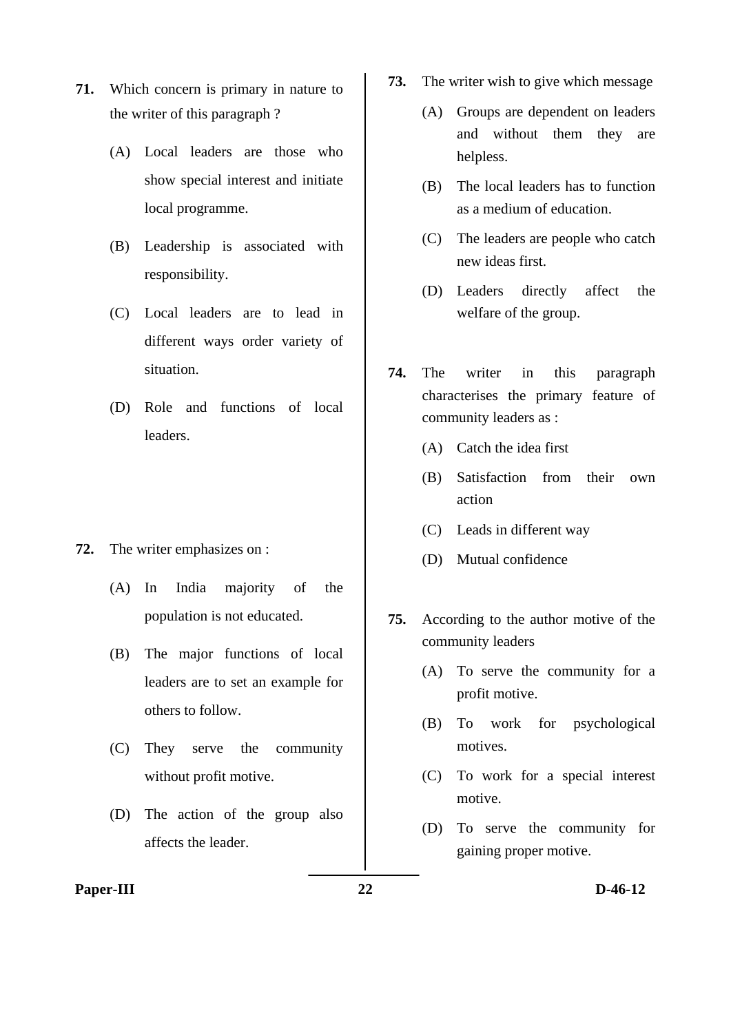**71.** Which concern is primary in nature to the writer of this paragraph ?

(A) Local leaders are those who show special interest and initiate local programme.

(B) Leadership is associated with responsibility.

(C) Local leaders are to lead in different ways order variety of situation.

(D) Role and functions of local leaders.

**72.** The writer emphasizes on :

(A) In India majority of the population is not educated.

(B) The major functions of local leaders are to set an example for others to follow.

(C) They serve the community without profit motive.

(D) The action of the group also affects the leader.

**73.** The writer wish to give which message

(A) Groups are dependent on leaders and without them they are helpless.

(B) The local leaders has to function as a medium of education.

(C) The leaders are people who catch new ideas first.

(D) Leaders directly affect the welfare of the group.

**74.** The writer in this paragraph characterises the primary feature of community leaders as :

(A) Catch the idea first

(B) Satisfaction from their own action

(C) Leads in different way

(D) Mutual confidence

**75.** According to the author motive of the community leaders

(A) To serve the community for a profit motive.

(B) To work for psychological motives.

(C) To work for a special interest motive.

(D) To serve the community for gaining proper motive.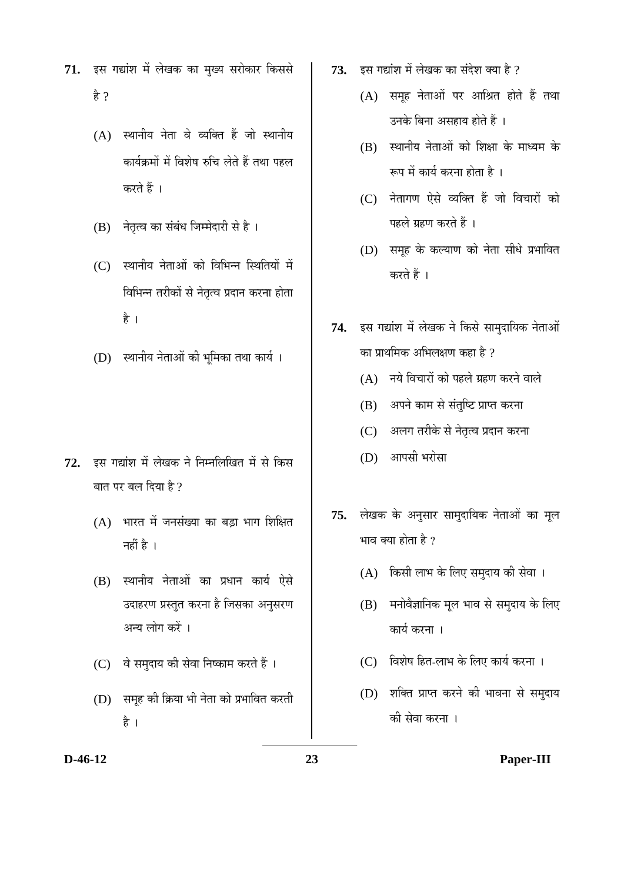**71.** इस गद्यांश में लेखक का मुख्य सरोकार किससे है ?

(A) स्थानीय नेता वे व्यक्ति हैं जो स्थानीय कार्यक्रमों में विशेष रुचि लेते हैं तथा पहल करते हैं ।

(B) नेतृत्व का संबंध जिम्मेदारी से है ।

(C) स्थानीय नेताओं को विभिन्न स्थितियों में विभिन्न तरीकों से नेतृत्व प्रदान करना होता है ।

(D) स्थानीय नेताओं की भूमिका तथा कार्य ।

**72.** इस गद्यांश में लेखक ने निम्नलिखित में से किस बात पर बल दिया है ?

(A) भारत में जनसंख्या का बड़ा भाग शिक्षित नहीं है ।

(B) स्थानीय नेताओं का प्रधान कार्य ऐसे उदाहरण प्रस्तुत करना है जिसका अनुसरण अन्य लोग करें ।

(C) वे समुदाय की सेवा निष्काम करते हैं ।

(D) समूह की क्रिया भी नेता को प्रभावित करती है ।

**73.** इस गद्यांश में लेखक का संदेश क्या है ?

(A) समूह नेताओं पर आश्रित होते हैं तथा उनके बिना असहाय होते हैं ।

(B) स्थानीय नेताओं को शिक्षा के माध्यम के रूप में कार्य करना होता है ।

(C) नेतागण ऐसे व्यक्ति हैं जो विचारों को पहले ग्रहण करते हैं ।

(D) समूह के कल्याण को नेता सीधे प्रभावित करते हैं ।

**74.** इस गद्यांश में लेखक ने किसे सामुदायिक नेताओं का प्राथमिक अभिलक्षण कहा है ?

(A) नये विचारों को पहले ग्रहण करने वाले

(B) अपने काम से संतुष्टि प्राप्त करना

(C) अलग तरीके से नेतृत्व प्रदान करना

(D) आपसी भरोसा

**75.** लेखक के अनुसार सामुदायिक नेताओं का मूल भाव क्या होता है ?

(A) किसी लाभ के लिए समुदाय की सेवा ।

(B) मनोवैज्ञानिक मूल भाव से समुदाय के लिए कार्य करना ।

(C) विशेष हित-लाभ के लिए कार्य करना ।

(D) शक्ति प्राप्त करने की भावना से समुदाय की सेवा करना ।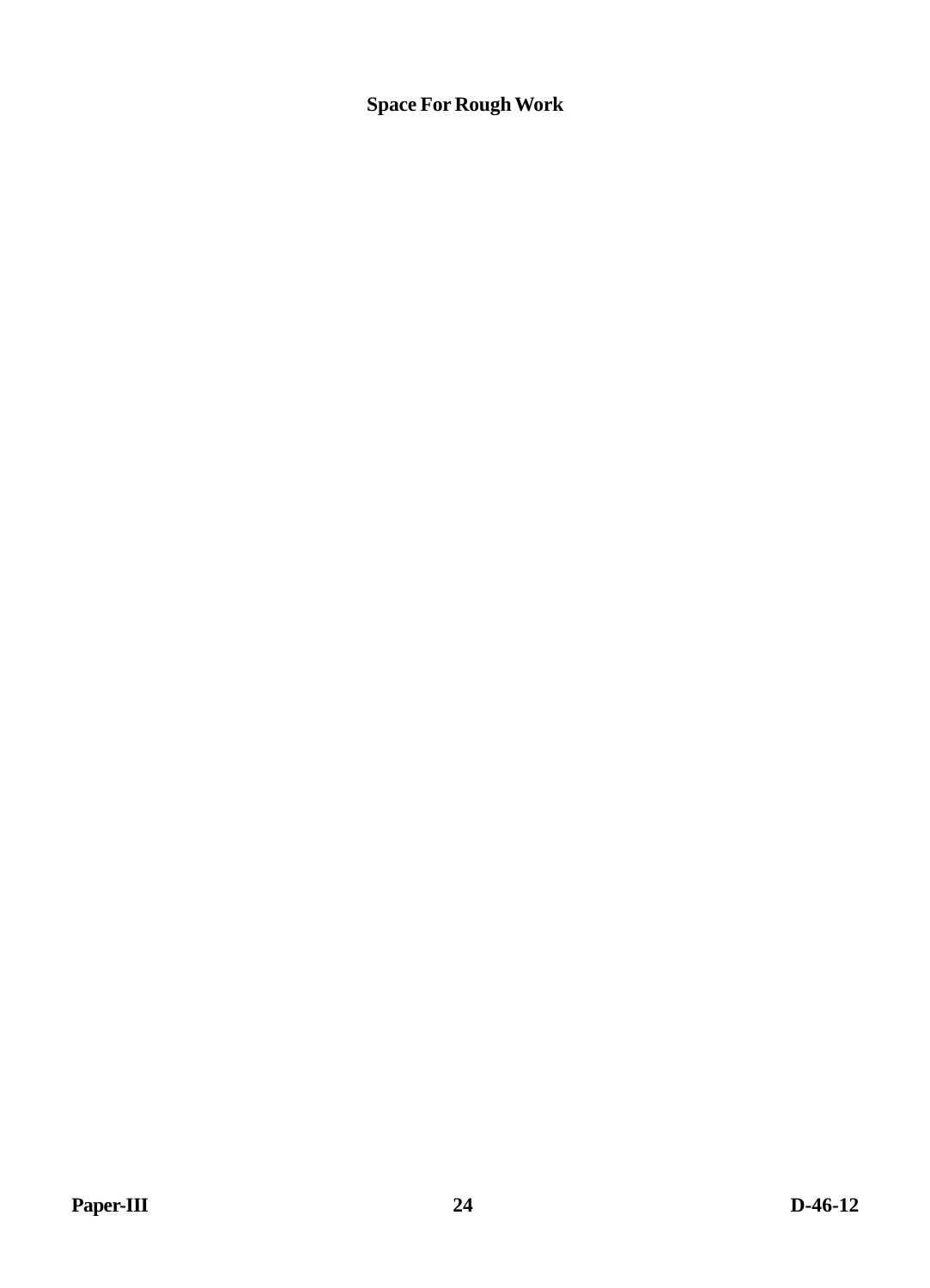**Space For Rough Work**